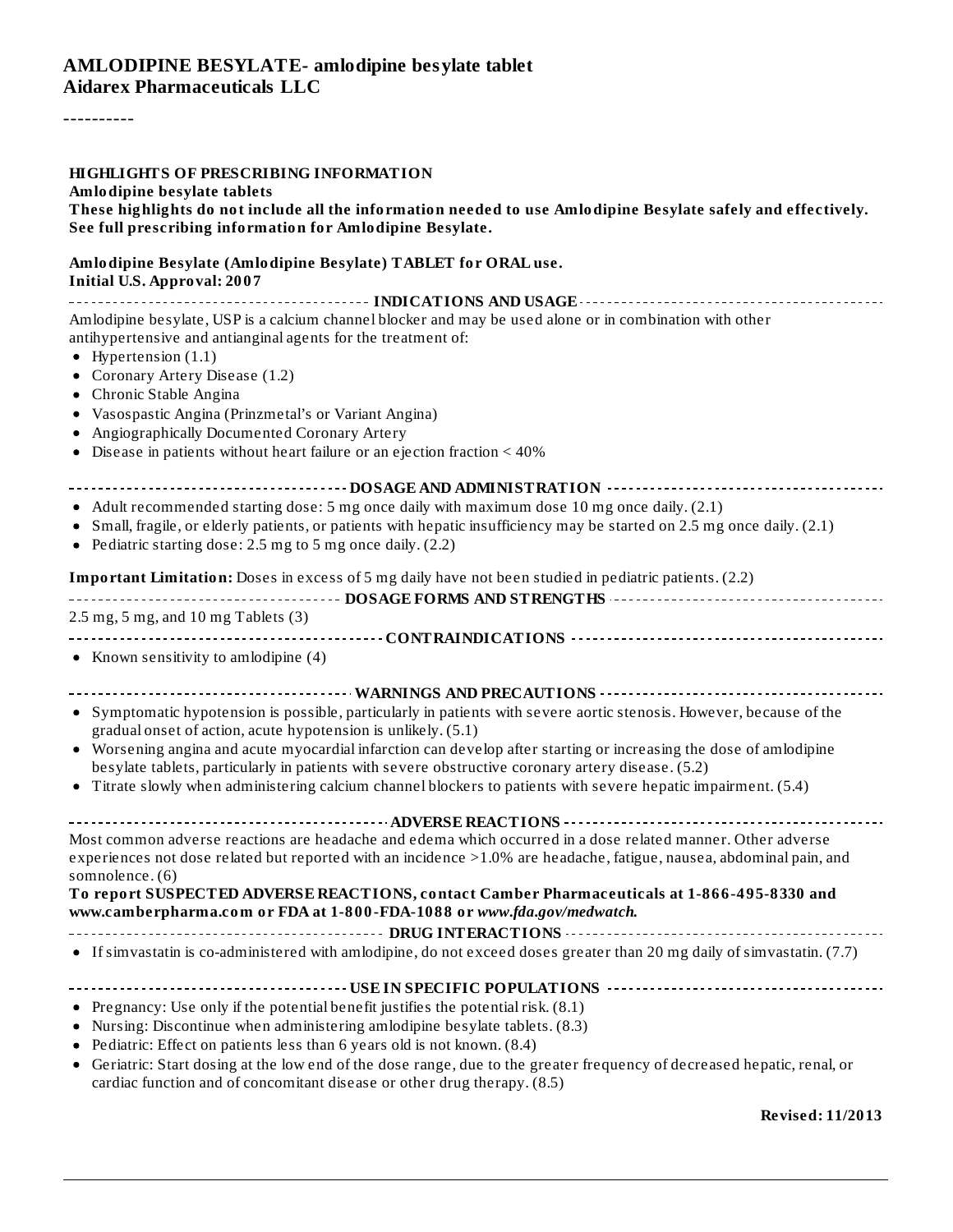# AMLODIPINE BESYLATE- amlodipine besylate tablet
**Aidarex Pharmaceuticals LLC**

----------

**HIGHLIGHTS OF PRESCRIBING INFORMATION**
**Amlodipine besylate tablets**
**These highlights do not include all the information needed to use Amlodipine Besylate safely and effectively. See full prescribing information for Amlodipine Besylate.**

**Amlodipine Besylate (Amlodipine Besylate) TABLET for ORAL use.**
**Initial U.S. Approval: 2007**

## INDICATIONS AND USAGE

Amlodipine besylate, USP is a calcium channel blocker and may be used alone or in combination with other antihypertensive and antianginal agents for the treatment of:

- Hypertension (1.1)
- Coronary Artery Disease (1.2)
- Chronic Stable Angina
- Vasospastic Angina (Prinzmetal's or Variant Angina)
- Angiographically Documented Coronary Artery
- Disease in patients without heart failure or an ejection fraction < 40%

## DOSAGE AND ADMINISTRATION

- Adult recommended starting dose: 5 mg once daily with maximum dose 10 mg once daily. (2.1)
- Small, fragile, or elderly patients, or patients with hepatic insufficiency may be started on 2.5 mg once daily. (2.1)
- Pediatric starting dose: 2.5 mg to 5 mg once daily. (2.2)

**Important Limitation:** Doses in excess of 5 mg daily have not been studied in pediatric patients. (2.2)

## DOSAGE FORMS AND STRENGTHS

2.5 mg, 5 mg, and 10 mg Tablets (3)

## CONTRAINDICATIONS

- Known sensitivity to amlodipine (4)

## WARNINGS AND PRECAUTIONS

- Symptomatic hypotension is possible, particularly in patients with severe aortic stenosis. However, because of the gradual onset of action, acute hypotension is unlikely. (5.1)
- Worsening angina and acute myocardial infarction can develop after starting or increasing the dose of amlodipine besylate tablets, particularly in patients with severe obstructive coronary artery disease. (5.2)
- Titrate slowly when administering calcium channel blockers to patients with severe hepatic impairment. (5.4)

## ADVERSE REACTIONS

Most common adverse reactions are headache and edema which occurred in a dose related manner. Other adverse experiences not dose related but reported with an incidence >1.0% are headache, fatigue, nausea, abdominal pain, and somnolence. (6)

**To report SUSPECTED ADVERSE REACTIONS, contact Camber Pharmaceuticals at 1-866-495-8330 and www.camberpharma.com or FDA at 1-800-FDA-1088 or *www.fda.gov/medwatch.***

## DRUG INTERACTIONS

- If simvastatin is co-administered with amlodipine, do not exceed doses greater than 20 mg daily of simvastatin. (7.7)

## USE IN SPECIFIC POPULATIONS

- Pregnancy: Use only if the potential benefit justifies the potential risk. (8.1)
- Nursing: Discontinue when administering amlodipine besylate tablets. (8.3)
- Pediatric: Effect on patients less than 6 years old is not known. (8.4)
- Geriatric: Start dosing at the low end of the dose range, due to the greater frequency of decreased hepatic, renal, or cardiac function and of concomitant disease or other drug therapy. (8.5)

**Revised: 11/2013**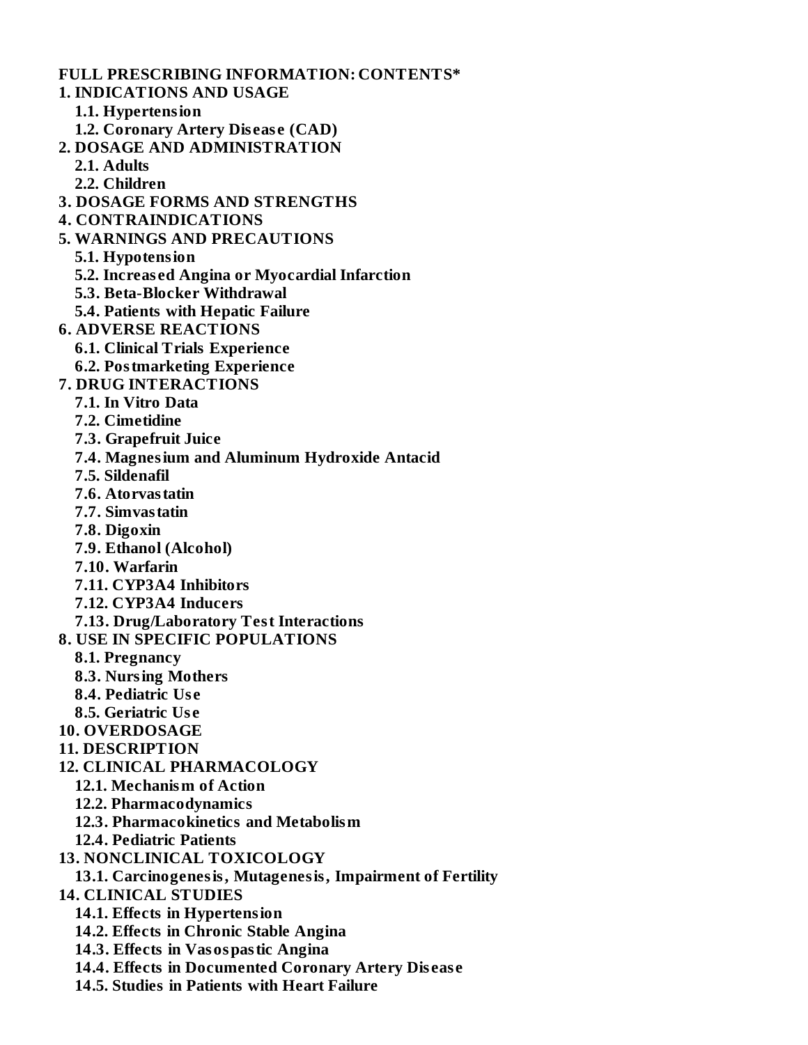**FULL PRESCRIBING INFORMATION: CONTENTS***

**1. INDICATIONS AND USAGE**
- **1.1. Hypertension**
- **1.2. Coronary Artery Disease (CAD)**

**2. DOSAGE AND ADMINISTRATION**
- **2.1. Adults**
- **2.2. Children**

**3. DOSAGE FORMS AND STRENGTHS**

**4. CONTRAINDICATIONS**

**5. WARNINGS AND PRECAUTIONS**
- **5.1. Hypotension**
- **5.2. Increased Angina or Myocardial Infarction**
- **5.3. Beta-Blocker Withdrawal**
- **5.4. Patients with Hepatic Failure**

**6. ADVERSE REACTIONS**
- **6.1. Clinical Trials Experience**
- **6.2. Postmarketing Experience**

**7. DRUG INTERACTIONS**
- **7.1. In Vitro Data**
- **7.2. Cimetidine**
- **7.3. Grapefruit Juice**
- **7.4. Magnesium and Aluminum Hydroxide Antacid**
- **7.5. Sildenafil**
- **7.6. Atorvastatin**
- **7.7. Simvastatin**
- **7.8. Digoxin**
- **7.9. Ethanol (Alcohol)**
- **7.10. Warfarin**
- **7.11. CYP3A4 Inhibitors**
- **7.12. CYP3A4 Inducers**
- **7.13. Drug/Laboratory Test Interactions**

**8. USE IN SPECIFIC POPULATIONS**
- **8.1. Pregnancy**
- **8.3. Nursing Mothers**
- **8.4. Pediatric Use**
- **8.5. Geriatric Use**

**10. OVERDOSAGE**

**11. DESCRIPTION**

**12. CLINICAL PHARMACOLOGY**
- **12.1. Mechanism of Action**
- **12.2. Pharmacodynamics**
- **12.3. Pharmacokinetics and Metabolism**
- **12.4. Pediatric Patients**

**13. NONCLINICAL TOXICOLOGY**
- **13.1. Carcinogenesis, Mutagenesis, Impairment of Fertility**

**14. CLINICAL STUDIES**
- **14.1. Effects in Hypertension**
- **14.2. Effects in Chronic Stable Angina**
- **14.3. Effects in Vasospastic Angina**
- **14.4. Effects in Documented Coronary Artery Disease**
- **14.5. Studies in Patients with Heart Failure**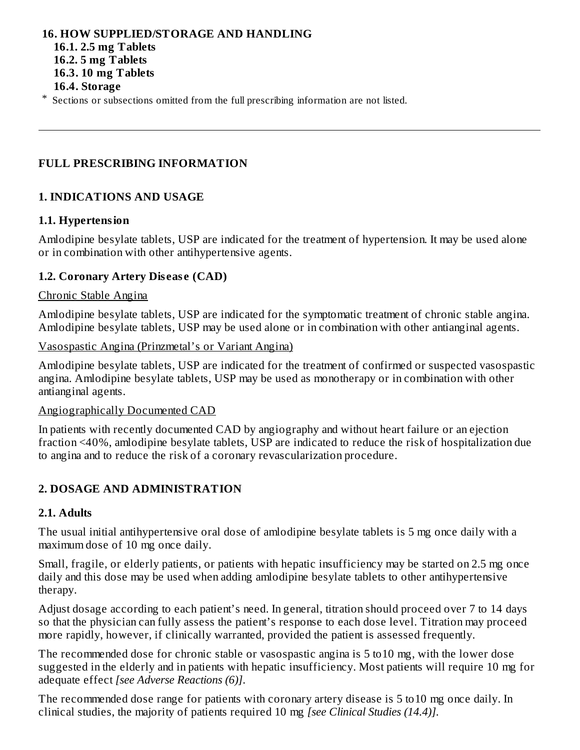**16. HOW SUPPLIED/STORAGE AND HANDLING**

**16.1. 2.5 mg Tablets**

**16.2. 5 mg Tablets**

**16.3. 10 mg Tablets**

**16.4. Storage**

* Sections or subsections omitted from the full prescribing information are not listed.

---

## FULL PRESCRIBING INFORMATION

## 1. INDICATIONS AND USAGE

### 1.1. Hypertension

Amlodipine besylate tablets, USP are indicated for the treatment of hypertension. It may be used alone or in combination with other antihypertensive agents.

### 1.2. Coronary Artery Disease (CAD)

Chronic Stable Angina

Amlodipine besylate tablets, USP are indicated for the symptomatic treatment of chronic stable angina. Amlodipine besylate tablets, USP may be used alone or in combination with other antianginal agents.

Vasospastic Angina (Prinzmetal's or Variant Angina)

Amlodipine besylate tablets, USP are indicated for the treatment of confirmed or suspected vasospastic angina. Amlodipine besylate tablets, USP may be used as monotherapy or in combination with other antianginal agents.

Angiographically Documented CAD

In patients with recently documented CAD by angiography and without heart failure or an ejection fraction <40%, amlodipine besylate tablets, USP are indicated to reduce the risk of hospitalization due to angina and to reduce the risk of a coronary revascularization procedure.

## 2. DOSAGE AND ADMINISTRATION

### 2.1. Adults

The usual initial antihypertensive oral dose of amlodipine besylate tablets is 5 mg once daily with a maximum dose of 10 mg once daily.

Small, fragile, or elderly patients, or patients with hepatic insufficiency may be started on 2.5 mg once daily and this dose may be used when adding amlodipine besylate tablets to other antihypertensive therapy.

Adjust dosage according to each patient's need. In general, titration should proceed over 7 to 14 days so that the physician can fully assess the patient's response to each dose level. Titration may proceed more rapidly, however, if clinically warranted, provided the patient is assessed frequently.

The recommended dose for chronic stable or vasospastic angina is 5 to10 mg, with the lower dose suggested in the elderly and in patients with hepatic insufficiency. Most patients will require 10 mg for adequate effect *[see Adverse Reactions (6)]*.

The recommended dose range for patients with coronary artery disease is 5 to10 mg once daily. In clinical studies, the majority of patients required 10 mg *[see Clinical Studies (14.4)]*.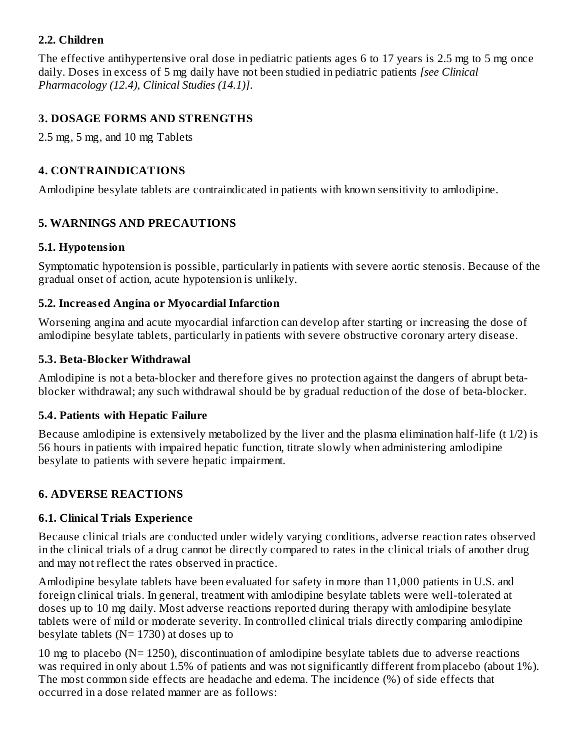### 2.2. Children

The effective antihypertensive oral dose in pediatric patients ages 6 to 17 years is 2.5 mg to 5 mg once daily. Doses in excess of 5 mg daily have not been studied in pediatric patients *[see Clinical Pharmacology (12.4), Clinical Studies (14.1)]*.

## 3. DOSAGE FORMS AND STRENGTHS

2.5 mg, 5 mg, and 10 mg Tablets

## 4. CONTRAINDICATIONS

Amlodipine besylate tablets are contraindicated in patients with known sensitivity to amlodipine.

## 5. WARNINGS AND PRECAUTIONS

### 5.1. Hypotension

Symptomatic hypotension is possible, particularly in patients with severe aortic stenosis. Because of the gradual onset of action, acute hypotension is unlikely.

### 5.2. Increased Angina or Myocardial Infarction

Worsening angina and acute myocardial infarction can develop after starting or increasing the dose of amlodipine besylate tablets, particularly in patients with severe obstructive coronary artery disease.

### 5.3. Beta-Blocker Withdrawal

Amlodipine is not a beta-blocker and therefore gives no protection against the dangers of abrupt beta-blocker withdrawal; any such withdrawal should be by gradual reduction of the dose of beta-blocker.

### 5.4. Patients with Hepatic Failure

Because amlodipine is extensively metabolized by the liver and the plasma elimination half-life (t 1/2) is 56 hours in patients with impaired hepatic function, titrate slowly when administering amlodipine besylate to patients with severe hepatic impairment.

## 6. ADVERSE REACTIONS

### 6.1. Clinical Trials Experience

Because clinical trials are conducted under widely varying conditions, adverse reaction rates observed in the clinical trials of a drug cannot be directly compared to rates in the clinical trials of another drug and may not reflect the rates observed in practice.

Amlodipine besylate tablets have been evaluated for safety in more than 11,000 patients in U.S. and foreign clinical trials. In general, treatment with amlodipine besylate tablets were well-tolerated at doses up to 10 mg daily. Most adverse reactions reported during therapy with amlodipine besylate tablets were of mild or moderate severity. In controlled clinical trials directly comparing amlodipine besylate tablets (N= 1730) at doses up to

10 mg to placebo (N= 1250), discontinuation of amlodipine besylate tablets due to adverse reactions was required in only about 1.5% of patients and was not significantly different from placebo (about 1%). The most common side effects are headache and edema. The incidence (%) of side effects that occurred in a dose related manner are as follows: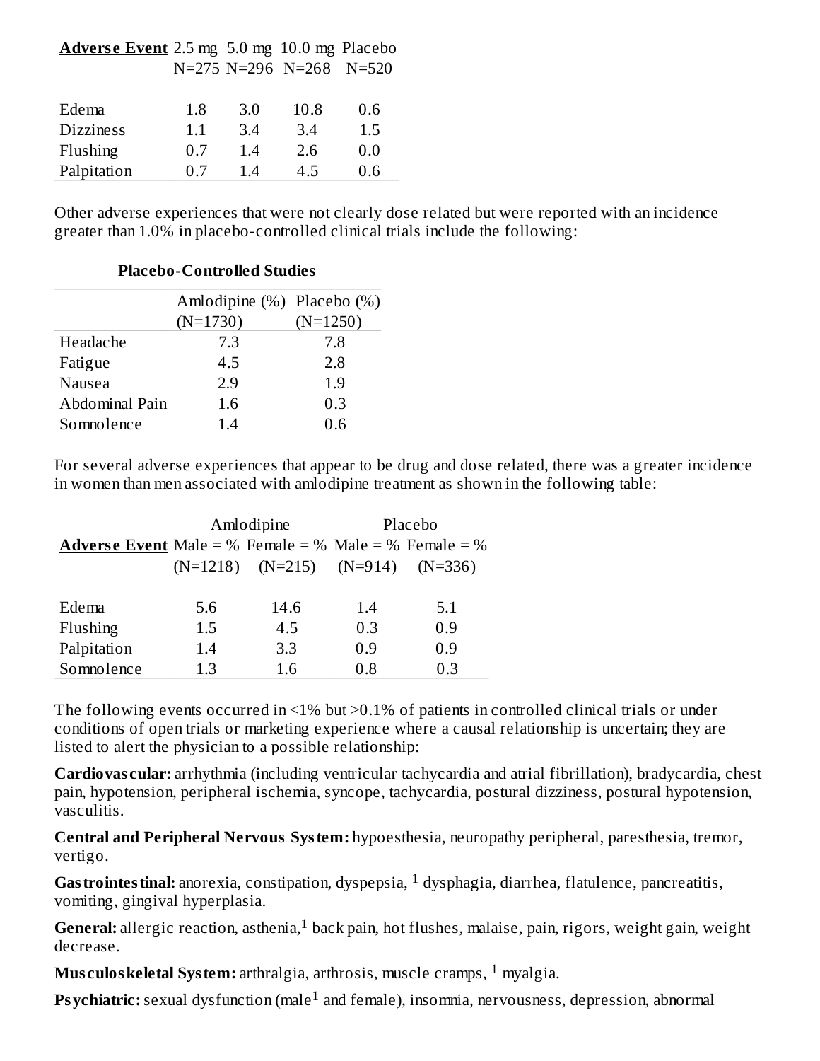| **Adverse Event** | 2.5 mg N=275 | 5.0 mg N=296 | 10.0 mg N=268 | Placebo N=520 |
|---|---|---|---|---|
| Edema | 1.8 | 3.0 | 10.8 | 0.6 |
| Dizziness | 1.1 | 3.4 | 3.4 | 1.5 |
| Flushing | 0.7 | 1.4 | 2.6 | 0.0 |
| Palpitation | 0.7 | 1.4 | 4.5 | 0.6 |

Other adverse experiences that were not clearly dose related but were reported with an incidence greater than 1.0% in placebo-controlled clinical trials include the following:

**Placebo-Controlled Studies**

| | Amlodipine (%) (N=1730) | Placebo (%) (N=1250) |
|---|---|---|
| Headache | 7.3 | 7.8 |
| Fatigue | 4.5 | 2.8 |
| Nausea | 2.9 | 1.9 |
| Abdominal Pain | 1.6 | 0.3 |
| Somnolence | 1.4 | 0.6 |

For several adverse experiences that appear to be drug and dose related, there was a greater incidence in women than men associated with amlodipine treatment as shown in the following table:

| | Amlodipine | | Placebo | |
|---|---|---|---|---|
| **Adverse Event** | Male = % (N=1218) | Female = % (N=215) | Male = % (N=914) | Female = % (N=336) |
| Edema | 5.6 | 14.6 | 1.4 | 5.1 |
| Flushing | 1.5 | 4.5 | 0.3 | 0.9 |
| Palpitation | 1.4 | 3.3 | 0.9 | 0.9 |
| Somnolence | 1.3 | 1.6 | 0.8 | 0.3 |

The following events occurred in <1% but >0.1% of patients in controlled clinical trials or under conditions of open trials or marketing experience where a causal relationship is uncertain; they are listed to alert the physician to a possible relationship:

**Cardiovascular:** arrhythmia (including ventricular tachycardia and atrial fibrillation), bradycardia, chest pain, hypotension, peripheral ischemia, syncope, tachycardia, postural dizziness, postural hypotension, vasculitis.

**Central and Peripheral Nervous System:** hypoesthesia, neuropathy peripheral, paresthesia, tremor, vertigo.

**Gastrointestinal:** anorexia, constipation, dyspepsia, [1] dysphagia, diarrhea, flatulence, pancreatitis, vomiting, gingival hyperplasia.

**General:** allergic reaction, asthenia,[1] back pain, hot flushes, malaise, pain, rigors, weight gain, weight decrease.

**Musculoskeletal System:** arthralgia, arthrosis, muscle cramps, [1] myalgia.

**Psychiatric:** sexual dysfunction (male[1] and female), insomnia, nervousness, depression, abnormal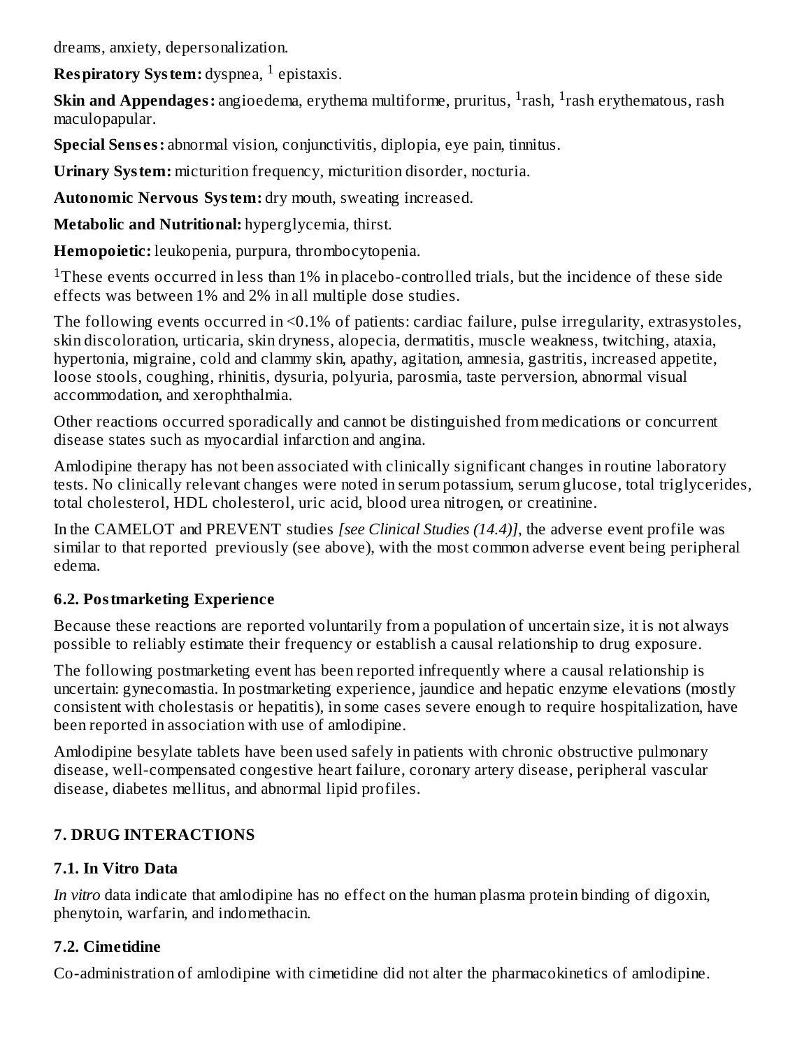dreams, anxiety, depersonalization.

**Respiratory System:** dyspnea, [1] epistaxis.

**Skin and Appendages:** angioedema, erythema multiforme, pruritus, [1]rash, [1]rash erythematous, rash maculopapular.

**Special Senses:** abnormal vision, conjunctivitis, diplopia, eye pain, tinnitus.

**Urinary System:** micturition frequency, micturition disorder, nocturia.

**Autonomic Nervous System:** dry mouth, sweating increased.

**Metabolic and Nutritional:** hyperglycemia, thirst.

**Hemopoietic:** leukopenia, purpura, thrombocytopenia.

[1]These events occurred in less than 1% in placebo-controlled trials, but the incidence of these side effects was between 1% and 2% in all multiple dose studies.

The following events occurred in <0.1% of patients: cardiac failure, pulse irregularity, extrasystoles, skin discoloration, urticaria, skin dryness, alopecia, dermatitis, muscle weakness, twitching, ataxia, hypertonia, migraine, cold and clammy skin, apathy, agitation, amnesia, gastritis, increased appetite, loose stools, coughing, rhinitis, dysuria, polyuria, parosmia, taste perversion, abnormal visual accommodation, and xerophthalmia.

Other reactions occurred sporadically and cannot be distinguished from medications or concurrent disease states such as myocardial infarction and angina.

Amlodipine therapy has not been associated with clinically significant changes in routine laboratory tests. No clinically relevant changes were noted in serum potassium, serum glucose, total triglycerides, total cholesterol, HDL cholesterol, uric acid, blood urea nitrogen, or creatinine.

In the CAMELOT and PREVENT studies *[see Clinical Studies (14.4)]*, the adverse event profile was similar to that reported previously (see above), with the most common adverse event being peripheral edema.

### 6.2. Postmarketing Experience

Because these reactions are reported voluntarily from a population of uncertain size, it is not always possible to reliably estimate their frequency or establish a causal relationship to drug exposure.

The following postmarketing event has been reported infrequently where a causal relationship is uncertain: gynecomastia. In postmarketing experience, jaundice and hepatic enzyme elevations (mostly consistent with cholestasis or hepatitis), in some cases severe enough to require hospitalization, have been reported in association with use of amlodipine.

Amlodipine besylate tablets have been used safely in patients with chronic obstructive pulmonary disease, well-compensated congestive heart failure, coronary artery disease, peripheral vascular disease, diabetes mellitus, and abnormal lipid profiles.

## 7. DRUG INTERACTIONS

### 7.1. In Vitro Data

*In vitro* data indicate that amlodipine has no effect on the human plasma protein binding of digoxin, phenytoin, warfarin, and indomethacin.

### 7.2. Cimetidine

Co-administration of amlodipine with cimetidine did not alter the pharmacokinetics of amlodipine.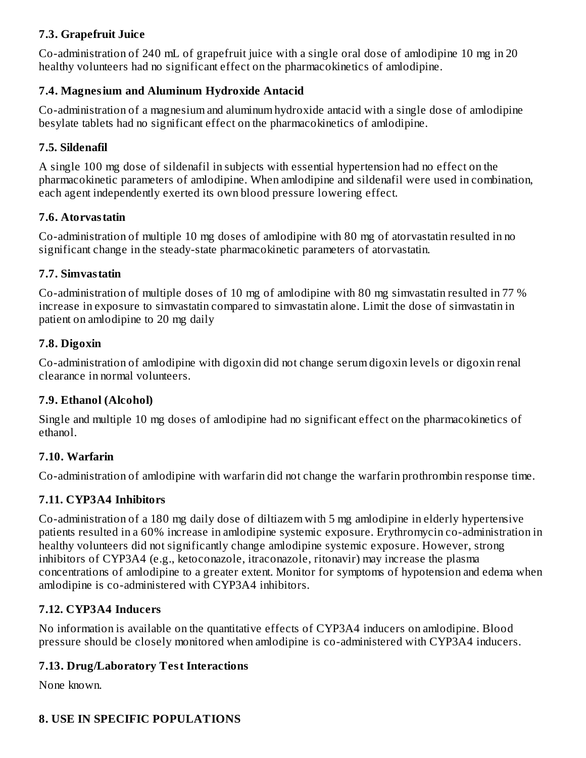### 7.3. Grapefruit Juice

Co-administration of 240 mL of grapefruit juice with a single oral dose of amlodipine 10 mg in 20 healthy volunteers had no significant effect on the pharmacokinetics of amlodipine.

### 7.4. Magnesium and Aluminum Hydroxide Antacid

Co-administration of a magnesium and aluminum hydroxide antacid with a single dose of amlodipine besylate tablets had no significant effect on the pharmacokinetics of amlodipine.

### 7.5. Sildenafil

A single 100 mg dose of sildenafil in subjects with essential hypertension had no effect on the pharmacokinetic parameters of amlodipine. When amlodipine and sildenafil were used in combination, each agent independently exerted its own blood pressure lowering effect.

### 7.6. Atorvastatin

Co-administration of multiple 10 mg doses of amlodipine with 80 mg of atorvastatin resulted in no significant change in the steady-state pharmacokinetic parameters of atorvastatin.

### 7.7. Simvastatin

Co-administration of multiple doses of 10 mg of amlodipine with 80 mg simvastatin resulted in 77 % increase in exposure to simvastatin compared to simvastatin alone. Limit the dose of simvastatin in patient on amlodipine to 20 mg daily

### 7.8. Digoxin

Co-administration of amlodipine with digoxin did not change serum digoxin levels or digoxin renal clearance in normal volunteers.

### 7.9. Ethanol (Alcohol)

Single and multiple 10 mg doses of amlodipine had no significant effect on the pharmacokinetics of ethanol.

### 7.10. Warfarin

Co-administration of amlodipine with warfarin did not change the warfarin prothrombin response time.

### 7.11. CYP3A4 Inhibitors

Co-administration of a 180 mg daily dose of diltiazem with 5 mg amlodipine in elderly hypertensive patients resulted in a 60% increase in amlodipine systemic exposure. Erythromycin co-administration in healthy volunteers did not significantly change amlodipine systemic exposure. However, strong inhibitors of CYP3A4 (e.g., ketoconazole, itraconazole, ritonavir) may increase the plasma concentrations of amlodipine to a greater extent. Monitor for symptoms of hypotension and edema when amlodipine is co-administered with CYP3A4 inhibitors.

### 7.12. CYP3A4 Inducers

No information is available on the quantitative effects of CYP3A4 inducers on amlodipine. Blood pressure should be closely monitored when amlodipine is co-administered with CYP3A4 inducers.

### 7.13. Drug/Laboratory Test Interactions

None known.

## 8. USE IN SPECIFIC POPULATIONS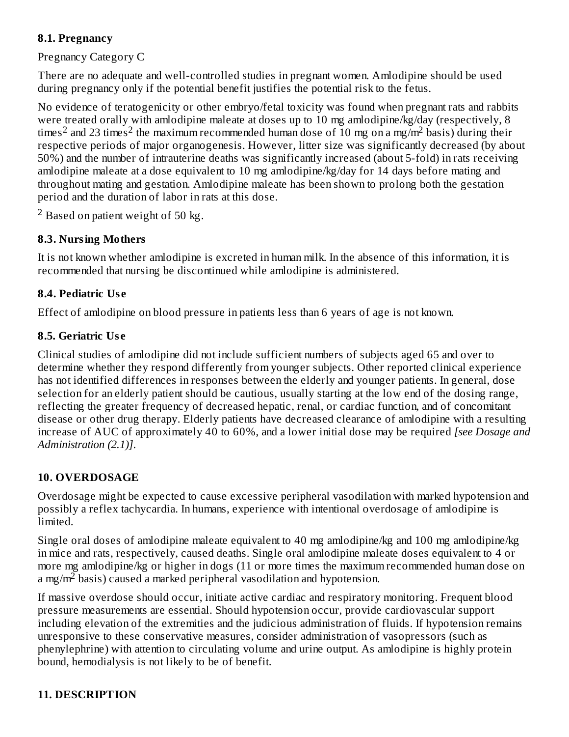### 8.1. Pregnancy

Pregnancy Category C

There are no adequate and well-controlled studies in pregnant women. Amlodipine should be used during pregnancy only if the potential benefit justifies the potential risk to the fetus.

No evidence of teratogenicity or other embryo/fetal toxicity was found when pregnant rats and rabbits were treated orally with amlodipine maleate at doses up to 10 mg amlodipine/kg/day (respectively, 8 times[2] and 23 times[2] the maximum recommended human dose of 10 mg on a mg/$m^2$ basis) during their respective periods of major organogenesis. However, litter size was significantly decreased (by about 50%) and the number of intrauterine deaths was significantly increased (about 5-fold) in rats receiving amlodipine maleate at a dose equivalent to 10 mg amlodipine/kg/day for 14 days before mating and throughout mating and gestation. Amlodipine maleate has been shown to prolong both the gestation period and the duration of labor in rats at this dose.

[2] Based on patient weight of 50 kg.

### 8.3. Nursing Mothers

It is not known whether amlodipine is excreted in human milk. In the absence of this information, it is recommended that nursing be discontinued while amlodipine is administered.

### 8.4. Pediatric Use

Effect of amlodipine on blood pressure in patients less than 6 years of age is not known.

### 8.5. Geriatric Use

Clinical studies of amlodipine did not include sufficient numbers of subjects aged 65 and over to determine whether they respond differently from younger subjects. Other reported clinical experience has not identified differences in responses between the elderly and younger patients. In general, dose selection for an elderly patient should be cautious, usually starting at the low end of the dosing range, reflecting the greater frequency of decreased hepatic, renal, or cardiac function, and of concomitant disease or other drug therapy. Elderly patients have decreased clearance of amlodipine with a resulting increase of AUC of approximately 40 to 60%, and a lower initial dose may be required *[see Dosage and Administration (2.1)]*.

## 10. OVERDOSAGE

Overdosage might be expected to cause excessive peripheral vasodilation with marked hypotension and possibly a reflex tachycardia. In humans, experience with intentional overdosage of amlodipine is limited.

Single oral doses of amlodipine maleate equivalent to 40 mg amlodipine/kg and 100 mg amlodipine/kg in mice and rats, respectively, caused deaths. Single oral amlodipine maleate doses equivalent to 4 or more mg amlodipine/kg or higher in dogs (11 or more times the maximum recommended human dose on a mg/$m^2$ basis) caused a marked peripheral vasodilation and hypotension.

If massive overdose should occur, initiate active cardiac and respiratory monitoring. Frequent blood pressure measurements are essential. Should hypotension occur, provide cardiovascular support including elevation of the extremities and the judicious administration of fluids. If hypotension remains unresponsive to these conservative measures, consider administration of vasopressors (such as phenylephrine) with attention to circulating volume and urine output. As amlodipine is highly protein bound, hemodialysis is not likely to be of benefit.

## 11. DESCRIPTION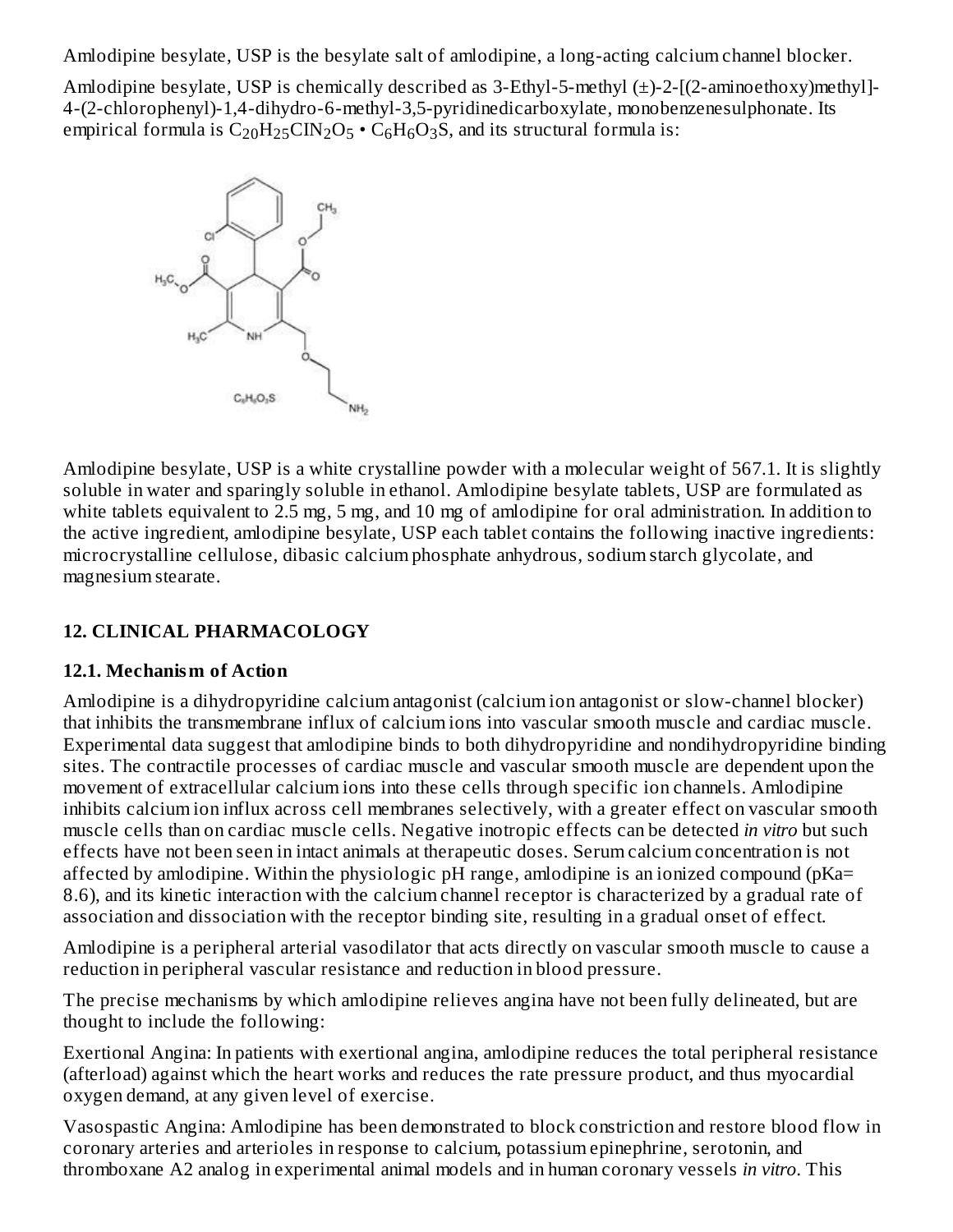Amlodipine besylate, USP is the besylate salt of amlodipine, a long-acting calcium channel blocker.

Amlodipine besylate, USP is chemically described as 3-Ethyl-5-methyl (±)-2-[(2-aminoethoxy)methyl]-4-(2-chlorophenyl)-1,4-dihydro-6-methyl-3,5-pyridinedicarboxylate, monobenzenesulphonate. Its empirical formula is $C_{20}H_{25}ClN_2O_5 \cdot C_6H_6O_3S$, and its structural formula is:

Amlodipine besylate, USP is a white crystalline powder with a molecular weight of 567.1. It is slightly soluble in water and sparingly soluble in ethanol. Amlodipine besylate tablets, USP are formulated as white tablets equivalent to 2.5 mg, 5 mg, and 10 mg of amlodipine for oral administration. In addition to the active ingredient, amlodipine besylate, USP each tablet contains the following inactive ingredients: microcrystalline cellulose, dibasic calcium phosphate anhydrous, sodium starch glycolate, and magnesium stearate.

## 12. CLINICAL PHARMACOLOGY

### 12.1. Mechanism of Action

Amlodipine is a dihydropyridine calcium antagonist (calcium ion antagonist or slow-channel blocker) that inhibits the transmembrane influx of calcium ions into vascular smooth muscle and cardiac muscle. Experimental data suggest that amlodipine binds to both dihydropyridine and nondihydropyridine binding sites. The contractile processes of cardiac muscle and vascular smooth muscle are dependent upon the movement of extracellular calcium ions into these cells through specific ion channels. Amlodipine inhibits calcium ion influx across cell membranes selectively, with a greater effect on vascular smooth muscle cells than on cardiac muscle cells. Negative inotropic effects can be detected *in vitro* but such effects have not been seen in intact animals at therapeutic doses. Serum calcium concentration is not affected by amlodipine. Within the physiologic pH range, amlodipine is an ionized compound (pKa= 8.6), and its kinetic interaction with the calcium channel receptor is characterized by a gradual rate of association and dissociation with the receptor binding site, resulting in a gradual onset of effect.

Amlodipine is a peripheral arterial vasodilator that acts directly on vascular smooth muscle to cause a reduction in peripheral vascular resistance and reduction in blood pressure.

The precise mechanisms by which amlodipine relieves angina have not been fully delineated, but are thought to include the following:

Exertional Angina: In patients with exertional angina, amlodipine reduces the total peripheral resistance (afterload) against which the heart works and reduces the rate pressure product, and thus myocardial oxygen demand, at any given level of exercise.

Vasospastic Angina: Amlodipine has been demonstrated to block constriction and restore blood flow in coronary arteries and arterioles in response to calcium, potassium epinephrine, serotonin, and thromboxane A2 analog in experimental animal models and in human coronary vessels *in vitro*. This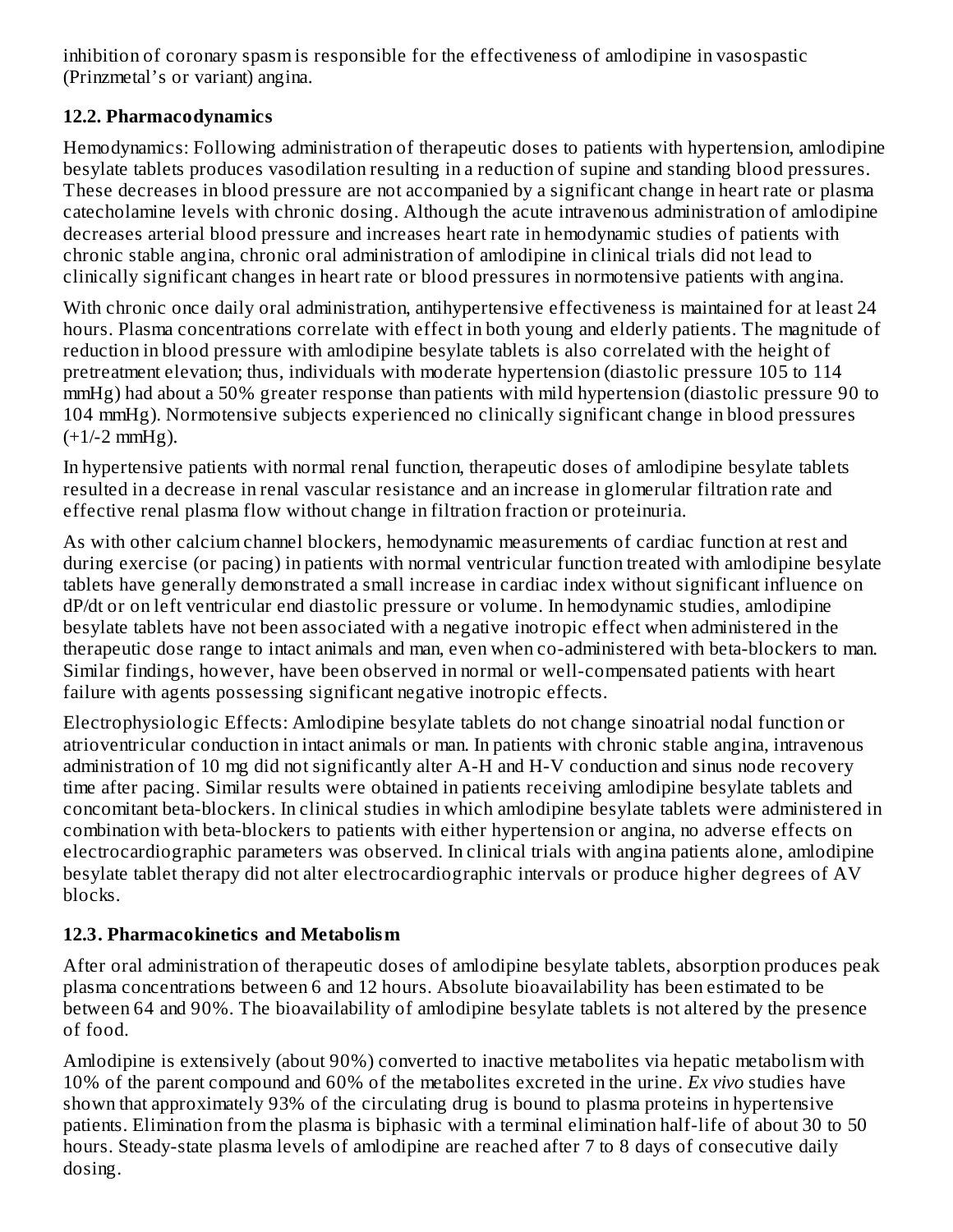inhibition of coronary spasm is responsible for the effectiveness of amlodipine in vasospastic (Prinzmetal's or variant) angina.

### 12.2. Pharmacodynamics

Hemodynamics: Following administration of therapeutic doses to patients with hypertension, amlodipine besylate tablets produces vasodilation resulting in a reduction of supine and standing blood pressures. These decreases in blood pressure are not accompanied by a significant change in heart rate or plasma catecholamine levels with chronic dosing. Although the acute intravenous administration of amlodipine decreases arterial blood pressure and increases heart rate in hemodynamic studies of patients with chronic stable angina, chronic oral administration of amlodipine in clinical trials did not lead to clinically significant changes in heart rate or blood pressures in normotensive patients with angina.

With chronic once daily oral administration, antihypertensive effectiveness is maintained for at least 24 hours. Plasma concentrations correlate with effect in both young and elderly patients. The magnitude of reduction in blood pressure with amlodipine besylate tablets is also correlated with the height of pretreatment elevation; thus, individuals with moderate hypertension (diastolic pressure 105 to 114 mmHg) had about a 50% greater response than patients with mild hypertension (diastolic pressure 90 to 104 mmHg). Normotensive subjects experienced no clinically significant change in blood pressures (+1/-2 mmHg).

In hypertensive patients with normal renal function, therapeutic doses of amlodipine besylate tablets resulted in a decrease in renal vascular resistance and an increase in glomerular filtration rate and effective renal plasma flow without change in filtration fraction or proteinuria.

As with other calcium channel blockers, hemodynamic measurements of cardiac function at rest and during exercise (or pacing) in patients with normal ventricular function treated with amlodipine besylate tablets have generally demonstrated a small increase in cardiac index without significant influence on dP/dt or on left ventricular end diastolic pressure or volume. In hemodynamic studies, amlodipine besylate tablets have not been associated with a negative inotropic effect when administered in the therapeutic dose range to intact animals and man, even when co-administered with beta-blockers to man. Similar findings, however, have been observed in normal or well-compensated patients with heart failure with agents possessing significant negative inotropic effects.

Electrophysiologic Effects: Amlodipine besylate tablets do not change sinoatrial nodal function or atrioventricular conduction in intact animals or man. In patients with chronic stable angina, intravenous administration of 10 mg did not significantly alter A-H and H-V conduction and sinus node recovery time after pacing. Similar results were obtained in patients receiving amlodipine besylate tablets and concomitant beta-blockers. In clinical studies in which amlodipine besylate tablets were administered in combination with beta-blockers to patients with either hypertension or angina, no adverse effects on electrocardiographic parameters was observed. In clinical trials with angina patients alone, amlodipine besylate tablet therapy did not alter electrocardiographic intervals or produce higher degrees of AV blocks.

### 12.3. Pharmacokinetics and Metabolism

After oral administration of therapeutic doses of amlodipine besylate tablets, absorption produces peak plasma concentrations between 6 and 12 hours. Absolute bioavailability has been estimated to be between 64 and 90%. The bioavailability of amlodipine besylate tablets is not altered by the presence of food.

Amlodipine is extensively (about 90%) converted to inactive metabolites via hepatic metabolism with 10% of the parent compound and 60% of the metabolites excreted in the urine. *Ex vivo* studies have shown that approximately 93% of the circulating drug is bound to plasma proteins in hypertensive patients. Elimination from the plasma is biphasic with a terminal elimination half-life of about 30 to 50 hours. Steady-state plasma levels of amlodipine are reached after 7 to 8 days of consecutive daily dosing.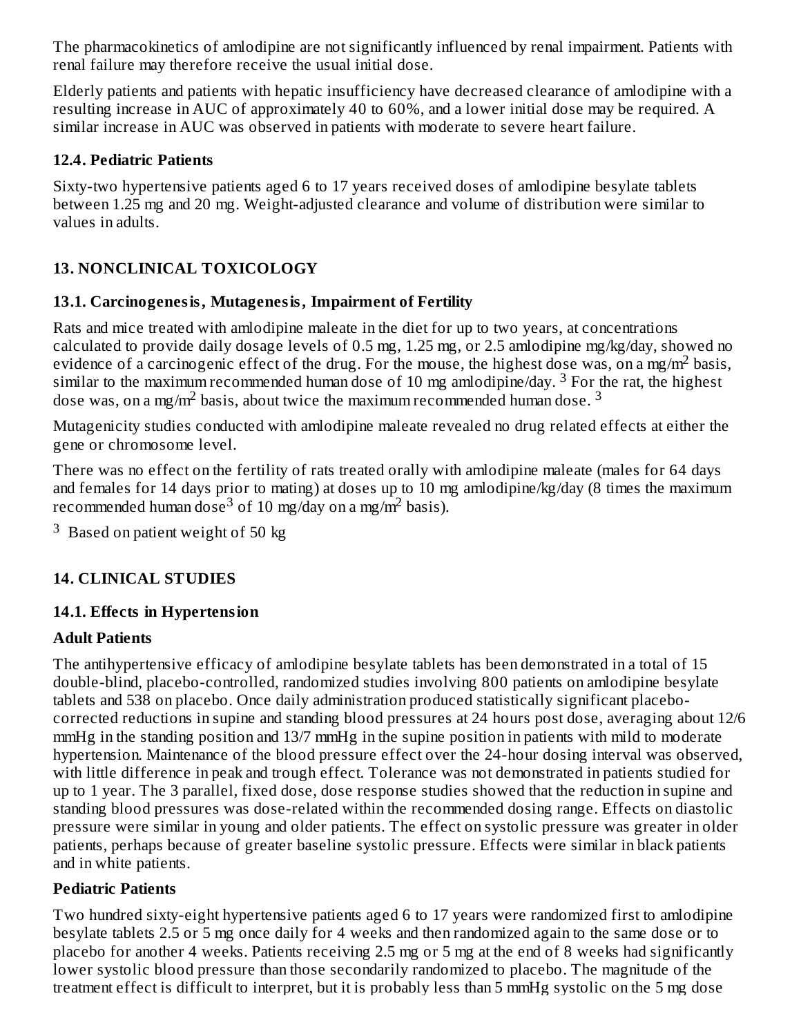The pharmacokinetics of amlodipine are not significantly influenced by renal impairment. Patients with renal failure may therefore receive the usual initial dose.

Elderly patients and patients with hepatic insufficiency have decreased clearance of amlodipine with a resulting increase in AUC of approximately 40 to 60%, and a lower initial dose may be required. A similar increase in AUC was observed in patients with moderate to severe heart failure.

### 12.4. Pediatric Patients

Sixty-two hypertensive patients aged 6 to 17 years received doses of amlodipine besylate tablets between 1.25 mg and 20 mg. Weight-adjusted clearance and volume of distribution were similar to values in adults.

## 13. NONCLINICAL TOXICOLOGY

### 13.1. Carcinogenesis, Mutagenesis, Impairment of Fertility

Rats and mice treated with amlodipine maleate in the diet for up to two years, at concentrations calculated to provide daily dosage levels of 0.5 mg, 1.25 mg, or 2.5 amlodipine mg/kg/day, showed no evidence of a carcinogenic effect of the drug. For the mouse, the highest dose was, on a mg/m$^2$ basis, similar to the maximum recommended human dose of 10 mg amlodipine/day. [3] For the rat, the highest dose was, on a mg/m$^2$ basis, about twice the maximum recommended human dose. [3]

Mutagenicity studies conducted with amlodipine maleate revealed no drug related effects at either the gene or chromosome level.

There was no effect on the fertility of rats treated orally with amlodipine maleate (males for 64 days and females for 14 days prior to mating) at doses up to 10 mg amlodipine/kg/day (8 times the maximum recommended human dose[3] of 10 mg/day on a mg/m$^2$ basis).

[3] Based on patient weight of 50 kg

## 14. CLINICAL STUDIES

### 14.1. Effects in Hypertension

**Adult Patients**

The antihypertensive efficacy of amlodipine besylate tablets has been demonstrated in a total of 15 double-blind, placebo-controlled, randomized studies involving 800 patients on amlodipine besylate tablets and 538 on placebo. Once daily administration produced statistically significant placebo-corrected reductions in supine and standing blood pressures at 24 hours post dose, averaging about 12/6 mmHg in the standing position and 13/7 mmHg in the supine position in patients with mild to moderate hypertension. Maintenance of the blood pressure effect over the 24-hour dosing interval was observed, with little difference in peak and trough effect. Tolerance was not demonstrated in patients studied for up to 1 year. The 3 parallel, fixed dose, dose response studies showed that the reduction in supine and standing blood pressures was dose-related within the recommended dosing range. Effects on diastolic pressure were similar in young and older patients. The effect on systolic pressure was greater in older patients, perhaps because of greater baseline systolic pressure. Effects were similar in black patients and in white patients.

**Pediatric Patients**

Two hundred sixty-eight hypertensive patients aged 6 to 17 years were randomized first to amlodipine besylate tablets 2.5 or 5 mg once daily for 4 weeks and then randomized again to the same dose or to placebo for another 4 weeks. Patients receiving 2.5 mg or 5 mg at the end of 8 weeks had significantly lower systolic blood pressure than those secondarily randomized to placebo. The magnitude of the treatment effect is difficult to interpret, but it is probably less than 5 mmHg systolic on the 5 mg dose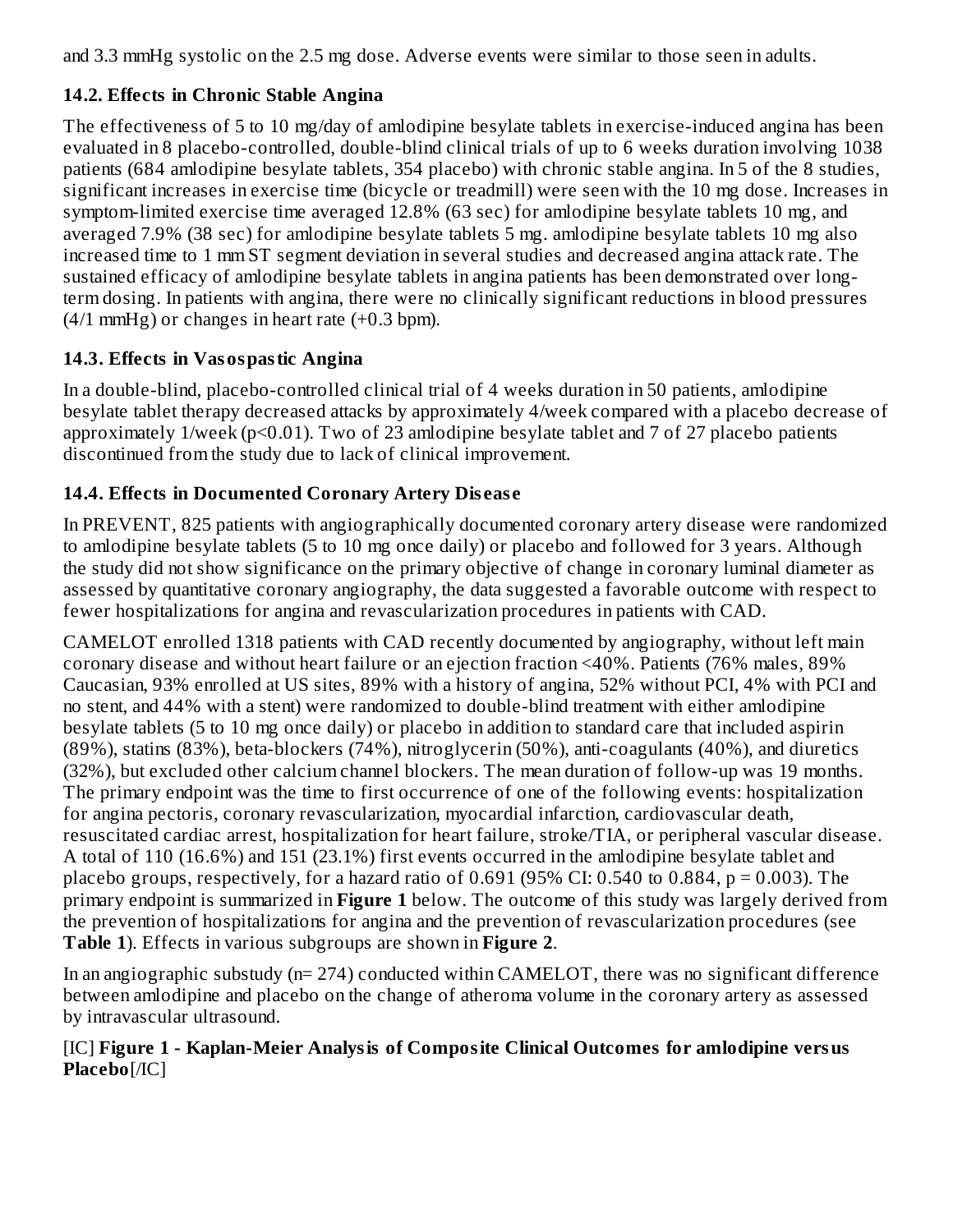and 3.3 mmHg systolic on the 2.5 mg dose. Adverse events were similar to those seen in adults.

### 14.2. Effects in Chronic Stable Angina

The effectiveness of 5 to 10 mg/day of amlodipine besylate tablets in exercise-induced angina has been evaluated in 8 placebo-controlled, double-blind clinical trials of up to 6 weeks duration involving 1038 patients (684 amlodipine besylate tablets, 354 placebo) with chronic stable angina. In 5 of the 8 studies, significant increases in exercise time (bicycle or treadmill) were seen with the 10 mg dose. Increases in symptom-limited exercise time averaged 12.8% (63 sec) for amlodipine besylate tablets 10 mg, and averaged 7.9% (38 sec) for amlodipine besylate tablets 5 mg. amlodipine besylate tablets 10 mg also increased time to 1 mm ST segment deviation in several studies and decreased angina attack rate. The sustained efficacy of amlodipine besylate tablets in angina patients has been demonstrated over long-term dosing. In patients with angina, there were no clinically significant reductions in blood pressures (4/1 mmHg) or changes in heart rate (+0.3 bpm).

### 14.3. Effects in Vasospastic Angina

In a double-blind, placebo-controlled clinical trial of 4 weeks duration in 50 patients, amlodipine besylate tablet therapy decreased attacks by approximately 4/week compared with a placebo decrease of approximately 1/week ($p<0.01$). Two of 23 amlodipine besylate tablet and 7 of 27 placebo patients discontinued from the study due to lack of clinical improvement.

### 14.4. Effects in Documented Coronary Artery Disease

In PREVENT, 825 patients with angiographically documented coronary artery disease were randomized to amlodipine besylate tablets (5 to 10 mg once daily) or placebo and followed for 3 years. Although the study did not show significance on the primary objective of change in coronary luminal diameter as assessed by quantitative coronary angiography, the data suggested a favorable outcome with respect to fewer hospitalizations for angina and revascularization procedures in patients with CAD.

CAMELOT enrolled 1318 patients with CAD recently documented by angiography, without left main coronary disease and without heart failure or an ejection fraction <40%. Patients (76% males, 89% Caucasian, 93% enrolled at US sites, 89% with a history of angina, 52% without PCI, 4% with PCI and no stent, and 44% with a stent) were randomized to double-blind treatment with either amlodipine besylate tablets (5 to 10 mg once daily) or placebo in addition to standard care that included aspirin (89%), statins (83%), beta-blockers (74%), nitroglycerin (50%), anti-coagulants (40%), and diuretics (32%), but excluded other calcium channel blockers. The mean duration of follow-up was 19 months. The primary endpoint was the time to first occurrence of one of the following events: hospitalization for angina pectoris, coronary revascularization, myocardial infarction, cardiovascular death, resuscitated cardiac arrest, hospitalization for heart failure, stroke/TIA, or peripheral vascular disease. A total of 110 (16.6%) and 151 (23.1%) first events occurred in the amlodipine besylate tablet and placebo groups, respectively, for a hazard ratio of 0.691 (95% CI: 0.540 to 0.884, $p = 0.003$). The primary endpoint is summarized in **Figure 1** below. The outcome of this study was largely derived from the prevention of hospitalizations for angina and the prevention of revascularization procedures (see **Table 1**). Effects in various subgroups are shown in **Figure 2**.

In an angiographic substudy (n= 274) conducted within CAMELOT, there was no significant difference between amlodipine and placebo on the change of atheroma volume in the coronary artery as assessed by intravascular ultrasound.

[IC] **Figure 1 - Kaplan-Meier Analysis of Composite Clinical Outcomes for amlodipine versus Placebo**[/IC]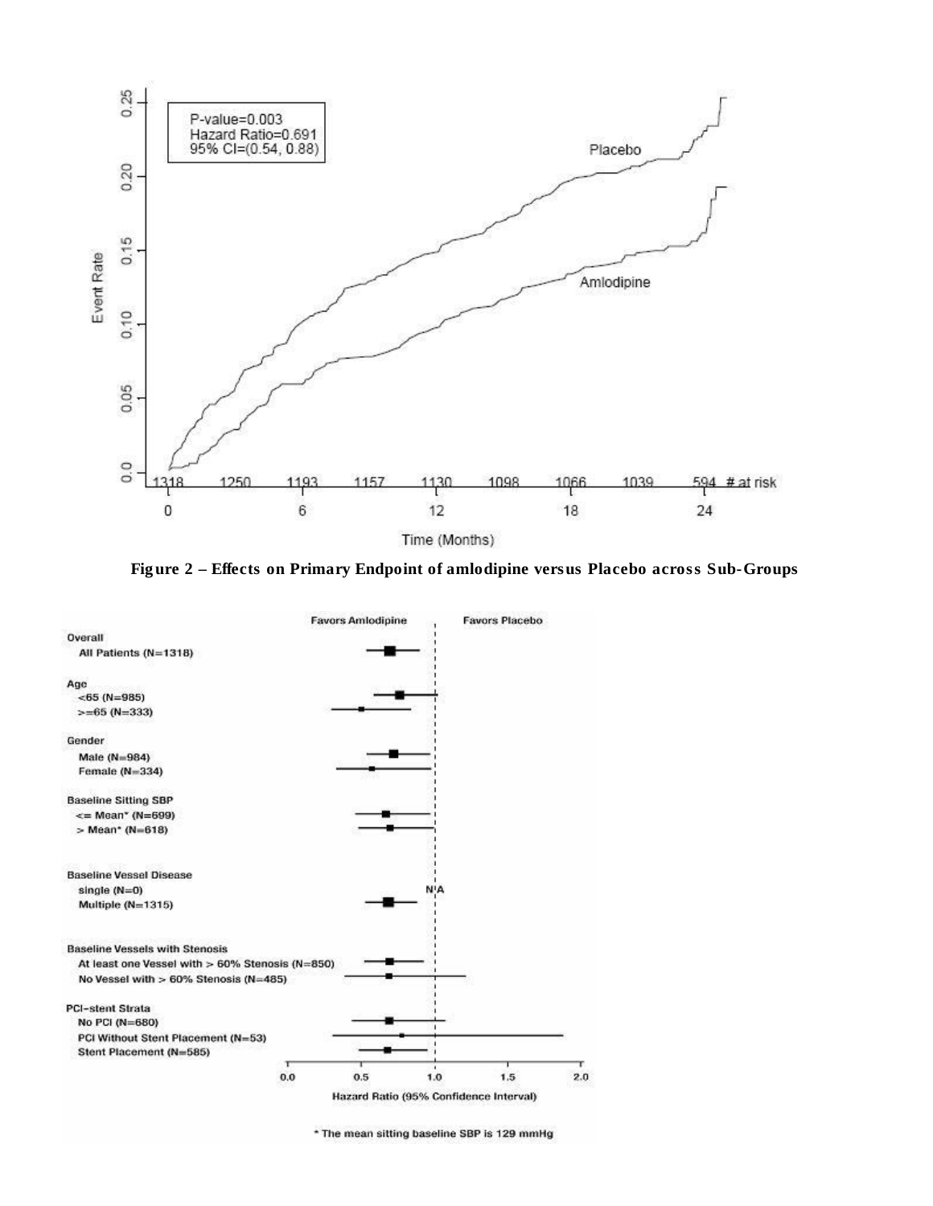**Figure 2 – Effects on Primary Endpoint of amlodipine versus Placebo across Sub-Groups**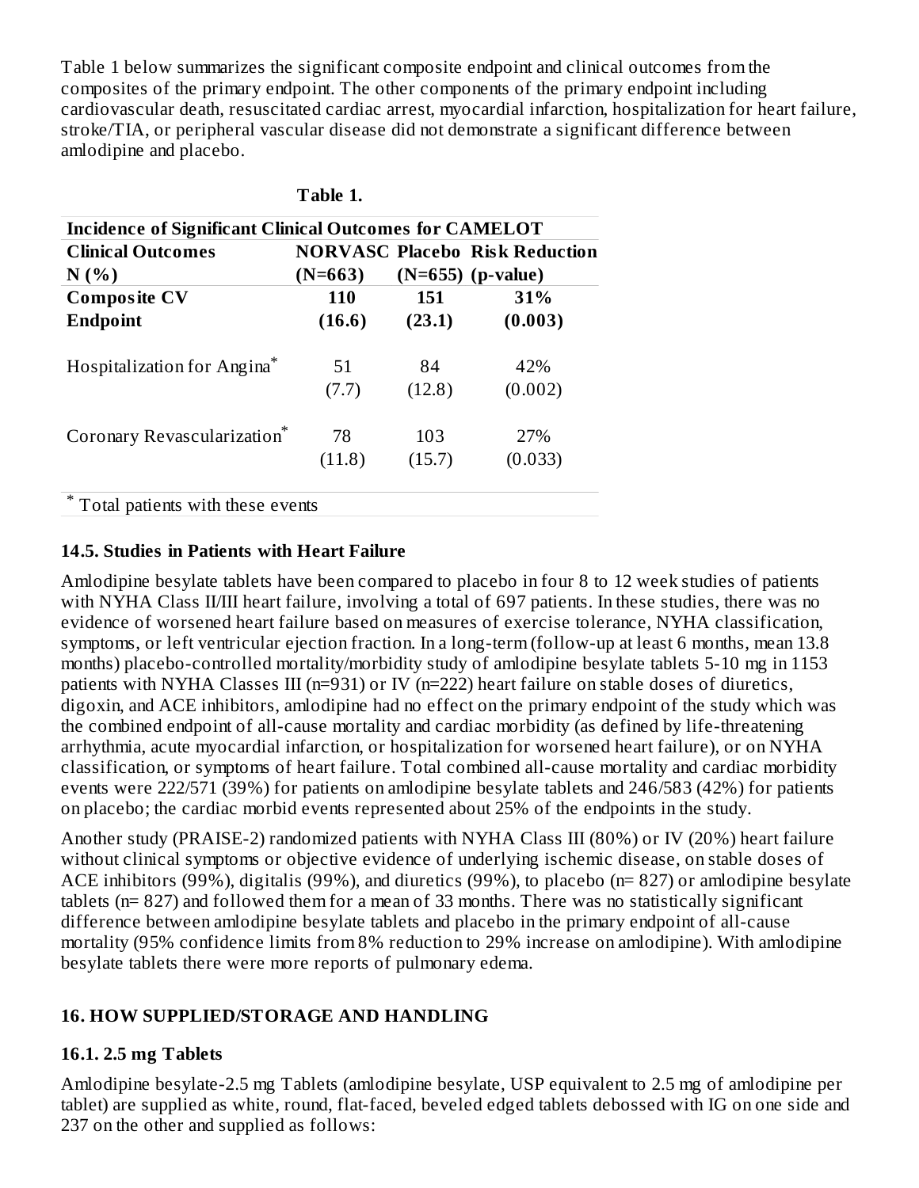Table 1 below summarizes the significant composite endpoint and clinical outcomes from the composites of the primary endpoint. The other components of the primary endpoint including cardiovascular death, resuscitated cardiac arrest, myocardial infarction, hospitalization for heart failure, stroke/TIA, or peripheral vascular disease did not demonstrate a significant difference between amlodipine and placebo.

**Table 1.**

| **Incidence of Significant Clinical Outcomes for CAMELOT** | | | |
|---|---|---|---|
| **Clinical Outcomes N (%)** | **NORVASC (N=663)** | **Placebo (N=655)** | **Risk Reduction (p-value)** |
| **Composite CV Endpoint** | **110 (16.6)** | **151 (23.1)** | **31% (0.003)** |
| Hospitalization for Angina* | 51 (7.7) | 84 (12.8) | 42% (0.002) |
| Coronary Revascularization* | 78 (11.8) | 103 (15.7) | 27% (0.033) |

\* Total patients with these events

### 14.5. Studies in Patients with Heart Failure

Amlodipine besylate tablets have been compared to placebo in four 8 to 12 week studies of patients with NYHA Class II/III heart failure, involving a total of 697 patients. In these studies, there was no evidence of worsened heart failure based on measures of exercise tolerance, NYHA classification, symptoms, or left ventricular ejection fraction. In a long-term (follow-up at least 6 months, mean 13.8 months) placebo-controlled mortality/morbidity study of amlodipine besylate tablets 5-10 mg in 1153 patients with NYHA Classes III (n=931) or IV (n=222) heart failure on stable doses of diuretics, digoxin, and ACE inhibitors, amlodipine had no effect on the primary endpoint of the study which was the combined endpoint of all-cause mortality and cardiac morbidity (as defined by life-threatening arrhythmia, acute myocardial infarction, or hospitalization for worsened heart failure), or on NYHA classification, or symptoms of heart failure. Total combined all-cause mortality and cardiac morbidity events were 222/571 (39%) for patients on amlodipine besylate tablets and 246/583 (42%) for patients on placebo; the cardiac morbid events represented about 25% of the endpoints in the study.

Another study (PRAISE-2) randomized patients with NYHA Class III (80%) or IV (20%) heart failure without clinical symptoms or objective evidence of underlying ischemic disease, on stable doses of ACE inhibitors (99%), digitalis (99%), and diuretics (99%), to placebo (n= 827) or amlodipine besylate tablets (n= 827) and followed them for a mean of 33 months. There was no statistically significant difference between amlodipine besylate tablets and placebo in the primary endpoint of all-cause mortality (95% confidence limits from 8% reduction to 29% increase on amlodipine). With amlodipine besylate tablets there were more reports of pulmonary edema.

## 16. HOW SUPPLIED/STORAGE AND HANDLING

### 16.1. 2.5 mg Tablets

Amlodipine besylate-2.5 mg Tablets (amlodipine besylate, USP equivalent to 2.5 mg of amlodipine per tablet) are supplied as white, round, flat-faced, beveled edged tablets debossed with IG on one side and 237 on the other and supplied as follows: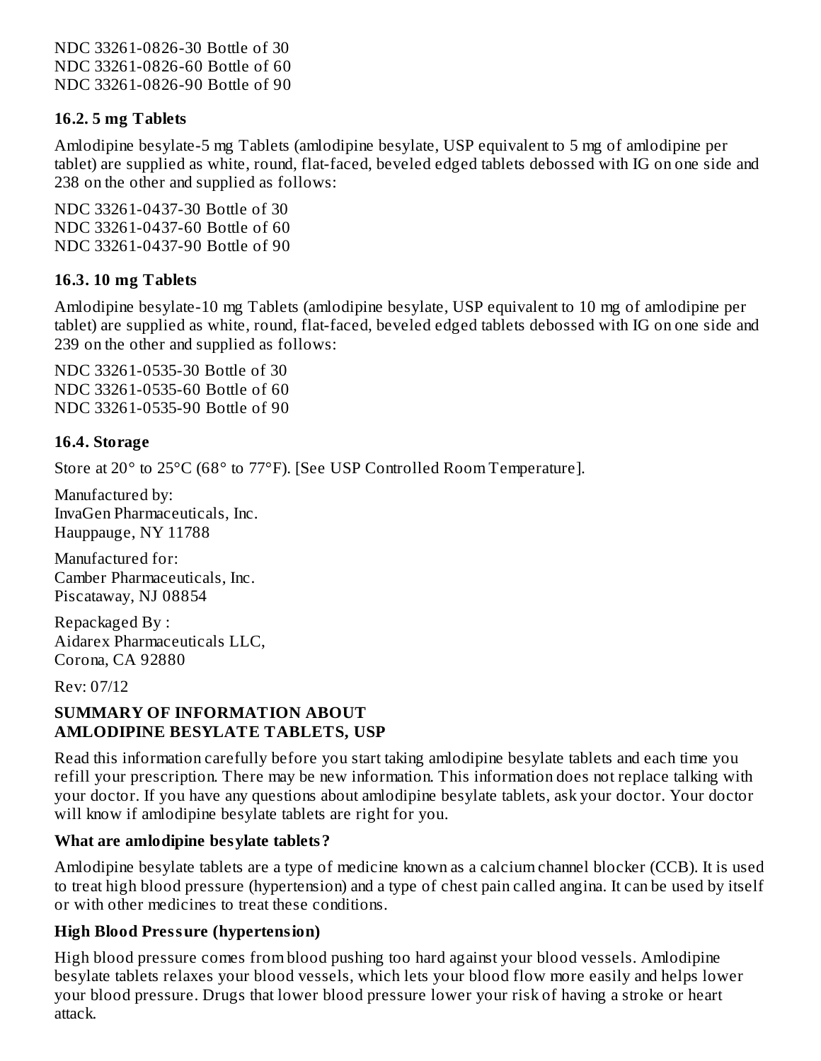NDC 33261-0826-30 Bottle of 30
NDC 33261-0826-60 Bottle of 60
NDC 33261-0826-90 Bottle of 90

### 16.2. 5 mg Tablets

Amlodipine besylate-5 mg Tablets (amlodipine besylate, USP equivalent to 5 mg of amlodipine per tablet) are supplied as white, round, flat-faced, beveled edged tablets debossed with IG on one side and 238 on the other and supplied as follows:

NDC 33261-0437-30 Bottle of 30
NDC 33261-0437-60 Bottle of 60
NDC 33261-0437-90 Bottle of 90

### 16.3. 10 mg Tablets

Amlodipine besylate-10 mg Tablets (amlodipine besylate, USP equivalent to 10 mg of amlodipine per tablet) are supplied as white, round, flat-faced, beveled edged tablets debossed with IG on one side and 239 on the other and supplied as follows:

NDC 33261-0535-30 Bottle of 30
NDC 33261-0535-60 Bottle of 60
NDC 33261-0535-90 Bottle of 90

### 16.4. Storage

Store at 20° to 25°C (68° to 77°F). [See USP Controlled Room Temperature].

Manufactured by:
InvaGen Pharmaceuticals, Inc.
Hauppauge, NY 11788

Manufactured for:
Camber Pharmaceuticals, Inc.
Piscataway, NJ 08854

Repackaged By :
Aidarex Pharmaceuticals LLC,
Corona, CA 92880

Rev: 07/12

## SUMMARY OF INFORMATION ABOUT AMLODIPINE BESYLATE TABLETS, USP

Read this information carefully before you start taking amlodipine besylate tablets and each time you refill your prescription. There may be new information. This information does not replace talking with your doctor. If you have any questions about amlodipine besylate tablets, ask your doctor. Your doctor will know if amlodipine besylate tablets are right for you.

### What are amlodipine besylate tablets?

Amlodipine besylate tablets are a type of medicine known as a calcium channel blocker (CCB). It is used to treat high blood pressure (hypertension) and a type of chest pain called angina. It can be used by itself or with other medicines to treat these conditions.

### High Blood Pressure (hypertension)

High blood pressure comes from blood pushing too hard against your blood vessels. Amlodipine besylate tablets relaxes your blood vessels, which lets your blood flow more easily and helps lower your blood pressure. Drugs that lower blood pressure lower your risk of having a stroke or heart attack.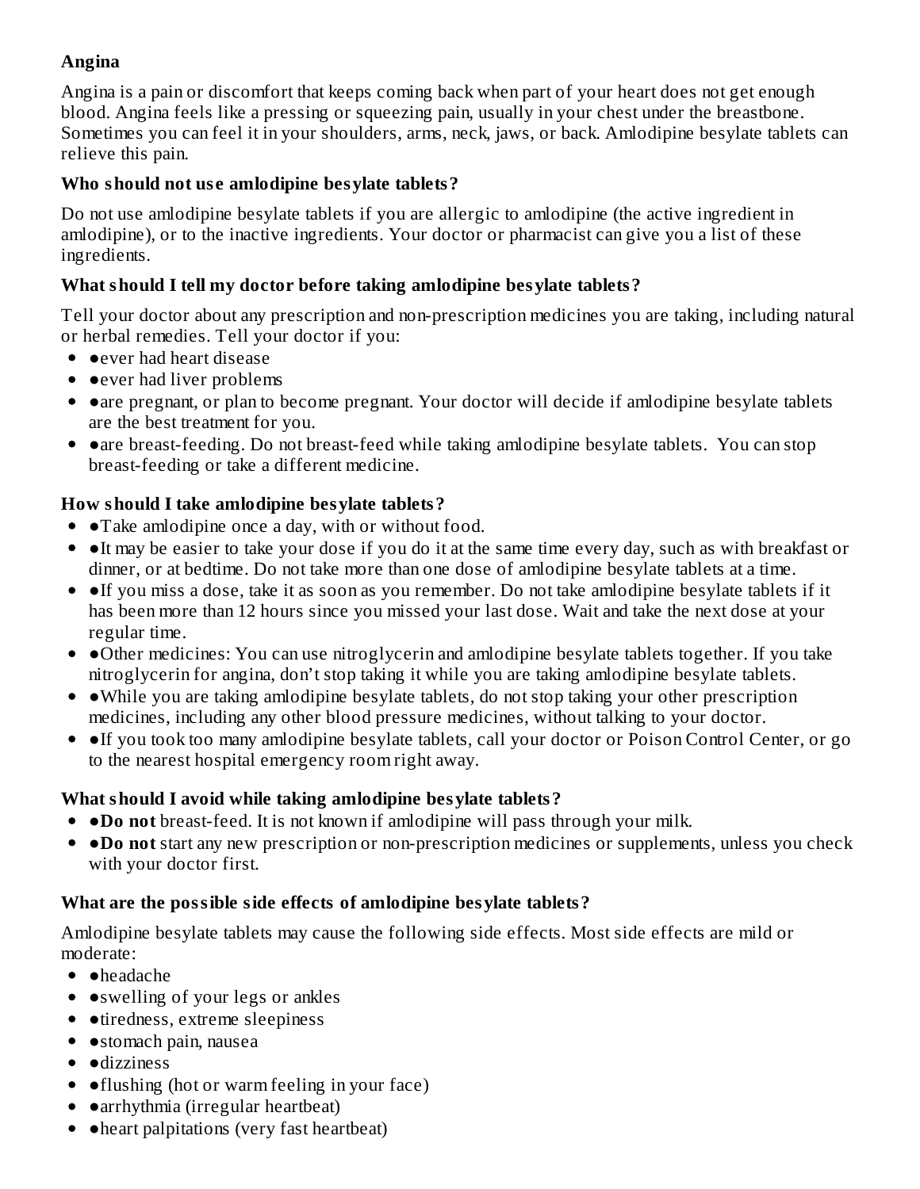**Angina**

Angina is a pain or discomfort that keeps coming back when part of your heart does not get enough blood. Angina feels like a pressing or squeezing pain, usually in your chest under the breastbone. Sometimes you can feel it in your shoulders, arms, neck, jaws, or back. Amlodipine besylate tablets can relieve this pain.

**Who should not use amlodipine besylate tablets?**

Do not use amlodipine besylate tablets if you are allergic to amlodipine (the active ingredient in amlodipine), or to the inactive ingredients. Your doctor or pharmacist can give you a list of these ingredients.

**What should I tell my doctor before taking amlodipine besylate tablets?**

Tell your doctor about any prescription and non-prescription medicines you are taking, including natural or herbal remedies. Tell your doctor if you:

- ●ever had heart disease
- ●ever had liver problems
- ●are pregnant, or plan to become pregnant. Your doctor will decide if amlodipine besylate tablets are the best treatment for you.
- ●are breast-feeding. Do not breast-feed while taking amlodipine besylate tablets. You can stop breast-feeding or take a different medicine.

**How should I take amlodipine besylate tablets?**

- ●Take amlodipine once a day, with or without food.
- ●It may be easier to take your dose if you do it at the same time every day, such as with breakfast or dinner, or at bedtime. Do not take more than one dose of amlodipine besylate tablets at a time.
- ●If you miss a dose, take it as soon as you remember. Do not take amlodipine besylate tablets if it has been more than 12 hours since you missed your last dose. Wait and take the next dose at your regular time.
- ●Other medicines: You can use nitroglycerin and amlodipine besylate tablets together. If you take nitroglycerin for angina, don't stop taking it while you are taking amlodipine besylate tablets.
- ●While you are taking amlodipine besylate tablets, do not stop taking your other prescription medicines, including any other blood pressure medicines, without talking to your doctor.
- ●If you took too many amlodipine besylate tablets, call your doctor or Poison Control Center, or go to the nearest hospital emergency room right away.

**What should I avoid while taking amlodipine besylate tablets?**

- **●Do not** breast-feed. It is not known if amlodipine will pass through your milk.
- **●Do not** start any new prescription or non-prescription medicines or supplements, unless you check with your doctor first.

**What are the possible side effects of amlodipine besylate tablets?**

Amlodipine besylate tablets may cause the following side effects. Most side effects are mild or moderate:

- ●headache
- ●swelling of your legs or ankles
- ●tiredness, extreme sleepiness
- ●stomach pain, nausea
- ●dizziness
- ●flushing (hot or warm feeling in your face)
- ●arrhythmia (irregular heartbeat)
- ●heart palpitations (very fast heartbeat)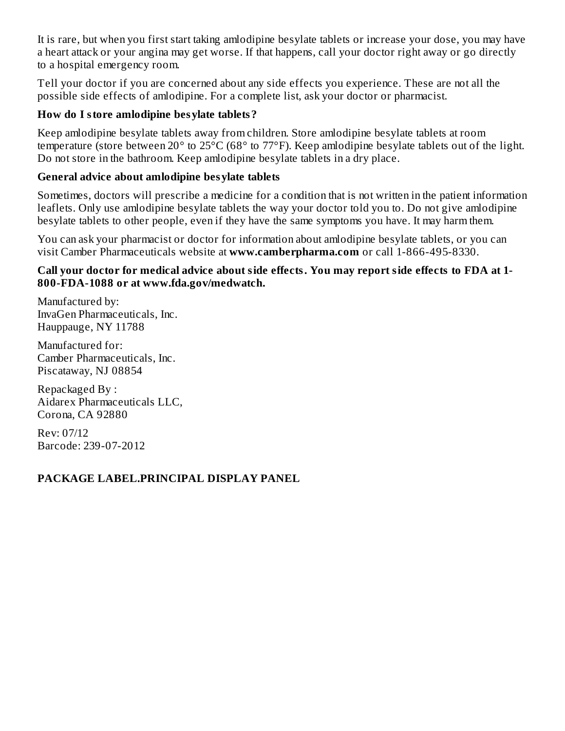It is rare, but when you first start taking amlodipine besylate tablets or increase your dose, you may have a heart attack or your angina may get worse. If that happens, call your doctor right away or go directly to a hospital emergency room.

Tell your doctor if you are concerned about any side effects you experience. These are not all the possible side effects of amlodipine. For a complete list, ask your doctor or pharmacist.

**How do I store amlodipine besylate tablets?**

Keep amlodipine besylate tablets away from children. Store amlodipine besylate tablets at room temperature (store between 20° to 25°C (68° to 77°F). Keep amlodipine besylate tablets out of the light. Do not store in the bathroom. Keep amlodipine besylate tablets in a dry place.

**General advice about amlodipine besylate tablets**

Sometimes, doctors will prescribe a medicine for a condition that is not written in the patient information leaflets. Only use amlodipine besylate tablets the way your doctor told you to. Do not give amlodipine besylate tablets to other people, even if they have the same symptoms you have. It may harm them.

You can ask your pharmacist or doctor for information about amlodipine besylate tablets, or you can visit Camber Pharmaceuticals website at **www.camberpharma.com** or call 1-866-495-8330.

**Call your doctor for medical advice about side effects. You may report side effects to FDA at 1-800-FDA-1088 or at www.fda.gov/medwatch.**

Manufactured by:
InvaGen Pharmaceuticals, Inc.
Hauppauge, NY 11788

Manufactured for:
Camber Pharmaceuticals, Inc.
Piscataway, NJ 08854

Repackaged By :
Aidarex Pharmaceuticals LLC,
Corona, CA 92880

Rev: 07/12
Barcode: 239-07-2012

**PACKAGE LABEL.PRINCIPAL DISPLAY PANEL**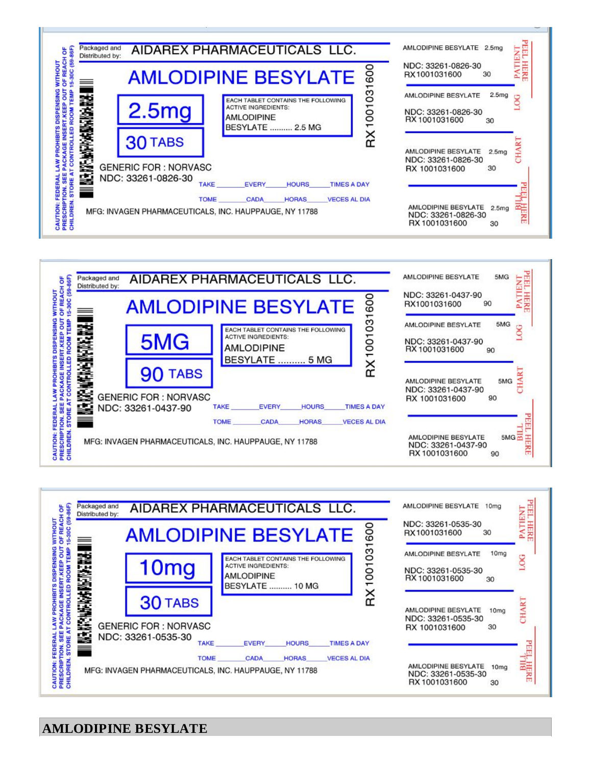CAUTION: FEDERAL LAW PROHIBITS DISPENSING WITHOUT PRESCRIPTION. SEE PACKAGE INSERT.KEEP OUT OF REACH OF CHILDREN. STORE AT CONTROLLED ROOM TEMP 15-30C (59-86F)

Packaged and Distributed by: AIDAREX PHARMACEUTICALS LLC.

**AMLODIPINE BESYLATE**

**2.5mg**

**30 TABS**

EACH TABLET CONTAINS THE FOLLOWING ACTIVE INGREDIENTS:
AMLODIPINE BESYLATE .......... 2.5 MG

RX 1001031600

GENERIC FOR : NORVASC
NDC: 33261-0826-30

TAKE _______ EVERY _____ HOURS _____ TIMES A DAY

TOME _______ CADA _____ HORAS _____ VECES AL DIA

MFG: INVAGEN PHARMACEUTICALS, INC. HAUPPAUGE, NY 11788

PATIENT PEEL HERE
AMLODIPINE BESYLATE 2.5mg
NDC: 33261-0826-30
RX1001031600 30

LOG
AMLODIPINE BESYLATE 2.5mg
NDC: 33261-0826-30
RX 1001031600 30

CHART
AMLODIPINE BESYLATE 2.5mg
NDC: 33261-0826-30
RX 1001031600 30

BILL PEEL HERE
AMLODIPINE BESYLATE 2.5mg
NDC: 33261-0826-30
RX 1001031600 30

---

CAUTION: FEDERAL LAW PROHIBITS DISPENSING WITHOUT PRESCRIPTION. SEE PACKAGE INSERT.KEEP OUT OF REACH OF CHILDREN. STORE AT CONTROLLED ROOM TEMP 15-30C (59-86F)

Packaged and Distributed by: AIDAREX PHARMACEUTICALS LLC.

**AMLODIPINE BESYLATE**

**5MG**

**90 TABS**

EACH TABLET CONTAINS THE FOLLOWING ACTIVE INGREDIENTS:
AMLODIPINE BESYLATE .......... 5 MG

RX 1001031600

GENERIC FOR : NORVASC
NDC: 33261-0437-90

TAKE _______ EVERY _____ HOURS _____ TIMES A DAY

TOME _______ CADA _____ HORAS _____ VECES AL DIA

MFG: INVAGEN PHARMACEUTICALS, INC. HAUPPAUGE, NY 11788

PATIENT PEEL HERE
AMLODIPINE BESYLATE 5MG
NDC: 33261-0437-90
RX1001031600 90

LOG
AMLODIPINE BESYLATE 5MG
NDC: 33261-0437-90
RX 1001031600 90

CHART
AMLODIPINE BESYLATE 5MG
NDC: 33261-0437-90
RX 1001031600 90

BILL PEEL HERE
AMLODIPINE BESYLATE 5MG
NDC: 33261-0437-90
RX 1001031600 90

---

CAUTION: FEDERAL LAW PROHIBITS DISPENSING WITHOUT PRESCRIPTION. SEE PACKAGE INSERT.KEEP OUT OF REACH OF CHILDREN. STORE AT CONTROLLED ROOM TEMP 15-30C (59-86F)

Packaged and Distributed by: AIDAREX PHARMACEUTICALS LLC.

**AMLODIPINE BESYLATE**

**10mg**

**30 TABS**

EACH TABLET CONTAINS THE FOLLOWING ACTIVE INGREDIENTS:
AMLODIPINE BESYLATE .......... 10 MG

RX 1001031600

GENERIC FOR : NORVASC
NDC: 33261-0535-30

TAKE _______ EVERY _____ HOURS _____ TIMES A DAY

TOME _______ CADA _____ HORAS _____ VECES AL DIA

MFG: INVAGEN PHARMACEUTICALS, INC. HAUPPAUGE, NY 11788

PATIENT PEEL HERE
AMLODIPINE BESYLATE 10mg
NDC: 33261-0535-30
RX1001031600 30

LOG
AMLODIPINE BESYLATE 10mg
NDC: 33261-0535-30
RX 1001031600 30

CHART
AMLODIPINE BESYLATE 10mg
NDC: 33261-0535-30
RX 1001031600 30

BILL PEEL HERE
AMLODIPINE BESYLATE 10mg
NDC: 33261-0535-30
RX 1001031600 30

## AMLODIPINE BESYLATE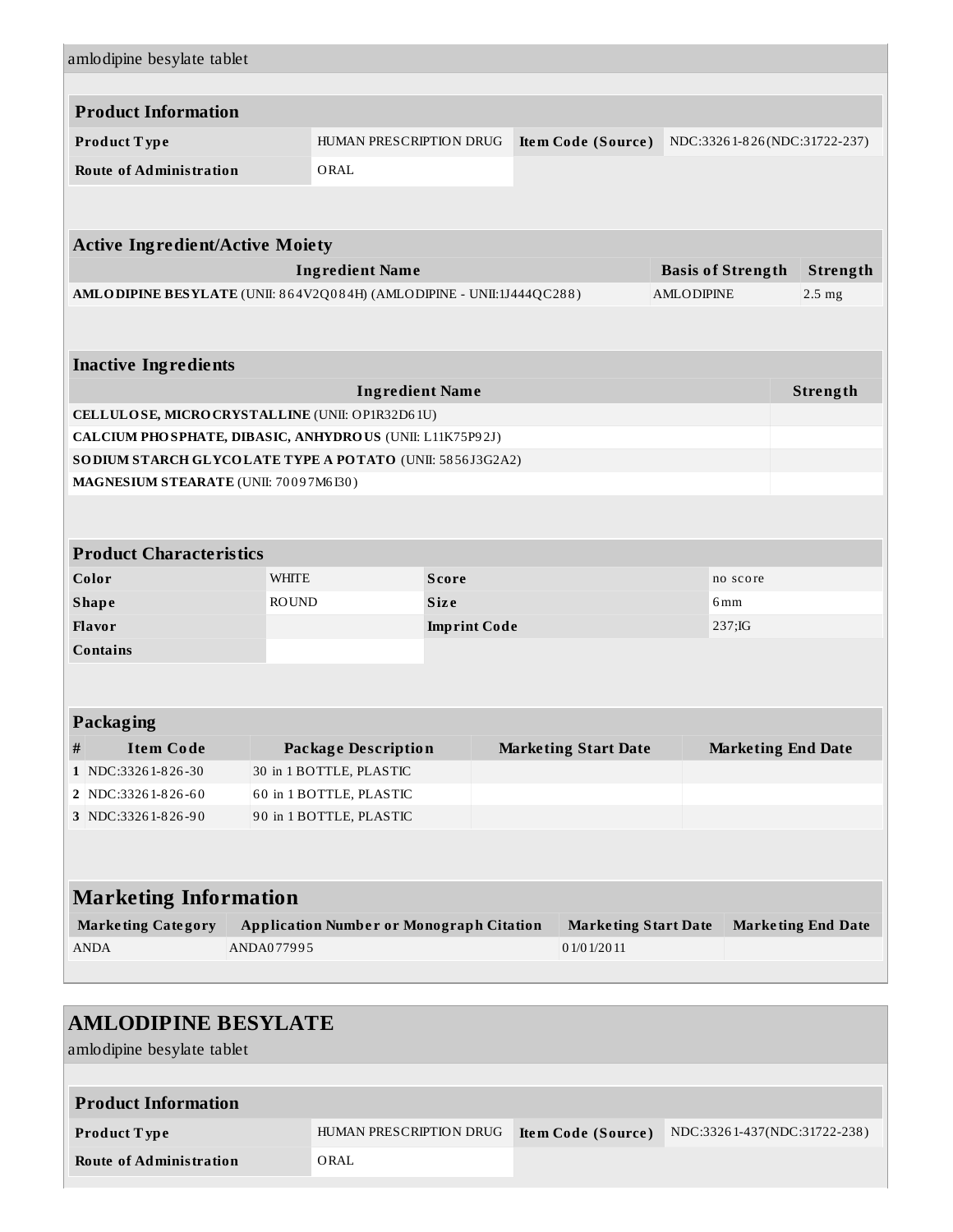amlodipine besylate tablet

### Product Information

| Product Type | HUMAN PRESCRIPTION DRUG | Item Code (Source) | NDC:33261-826(NDC:31722-237) |
|---|---|---|---|
| Route of Administration | ORAL | | |

### Active Ingredient/Active Moiety

| Ingredient Name | Basis of Strength | Strength |
|---|---|---|
| **AMLODIPINE BESYLATE** (UNII: 864V2Q084H) (AMLODIPINE - UNII:1J444QC288) | AMLODIPINE | 2.5 mg |

### Inactive Ingredients

| Ingredient Name | Strength |
|---|---|
| **CELLULOSE, MICROCRYSTALLINE** (UNII: OP1R32D61U) | |
| **CALCIUM PHOSPHATE, DIBASIC, ANHYDROUS** (UNII: L11K75P92J) | |
| **SODIUM STARCH GLYCOLATE TYPE A POTATO** (UNII: 5856J3G2A2) | |
| **MAGNESIUM STEARATE** (UNII: 70097M6I30) | |

### Product Characteristics

| Color | WHITE | Score | no score |
|---|---|---|---|
| Shape | ROUND | Size | 6mm |
| Flavor | | Imprint Code | 237;IG |
| Contains | | | |

### Packaging

| # | Item Code | Package Description | Marketing Start Date | Marketing End Date |
|---|---|---|---|---|
| 1 | NDC:33261-826-30 | 30 in 1 BOTTLE, PLASTIC | | |
| 2 | NDC:33261-826-60 | 60 in 1 BOTTLE, PLASTIC | | |
| 3 | NDC:33261-826-90 | 90 in 1 BOTTLE, PLASTIC | | |

### Marketing Information

| Marketing Category | Application Number or Monograph Citation | Marketing Start Date | Marketing End Date |
|---|---|---|---|
| ANDA | ANDA077995 | 01/01/2011 | |

## AMLODIPINE BESYLATE

amlodipine besylate tablet

### Product Information

| Product Type | HUMAN PRESCRIPTION DRUG | Item Code (Source) | NDC:33261-437(NDC:31722-238) |
|---|---|---|---|
| Route of Administration | ORAL | | |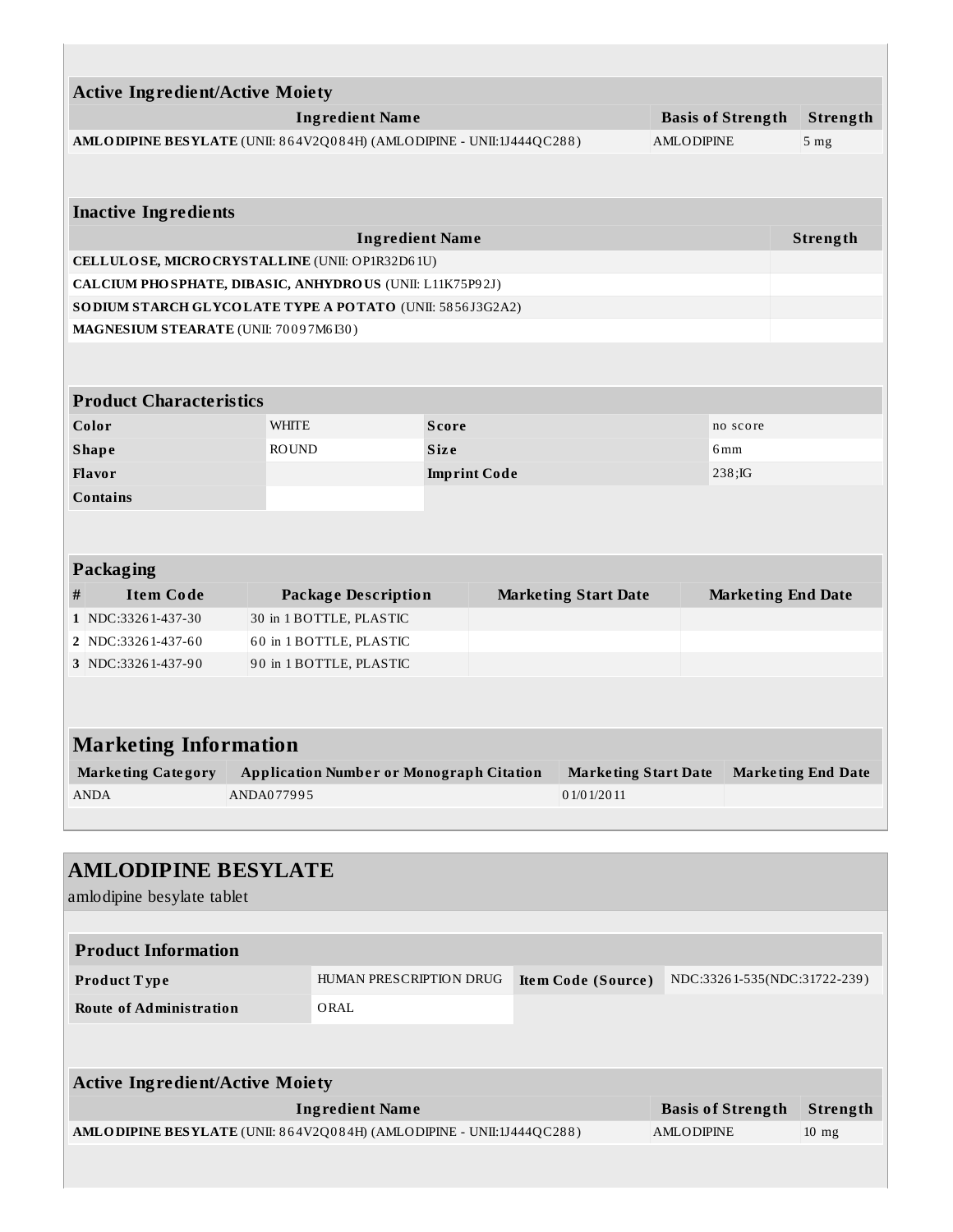| Active Ingredient/Active Moiety | | |
|---|---|---|
| **Ingredient Name** | **Basis of Strength** | **Strength** |
| **AMLODIPINE BESYLATE** (UNII: 864V2Q084H) (AMLODIPINE - UNII:1J444QC288) | AMLODIPINE | 5 mg |

| Inactive Ingredients | |
|---|---|
| **Ingredient Name** | **Strength** |
| **CELLULOSE, MICROCRYSTALLINE** (UNII: OP1R32D61U) | |
| **CALCIUM PHOSPHATE, DIBASIC, ANHYDROUS** (UNII: L11K75P92J) | |
| **SODIUM STARCH GLYCOLATE TYPE A POTATO** (UNII: 5856J3G2A2) | |
| **MAGNESIUM STEARATE** (UNII: 70097M6I30) | |

| Product Characteristics | | | |
|---|---|---|---|
| **Color** | WHITE | **Score** | no score |
| **Shape** | ROUND | **Size** | 6mm |
| **Flavor** | | **Imprint Code** | 238;IG |
| **Contains** | | | |

| Packaging | | | | |
|---|---|---|---|---|
| **#** | **Item Code** | **Package Description** | **Marketing Start Date** | **Marketing End Date** |
| **1** | NDC:33261-437-30 | 30 in 1 BOTTLE, PLASTIC | | |
| **2** | NDC:33261-437-60 | 60 in 1 BOTTLE, PLASTIC | | |
| **3** | NDC:33261-437-90 | 90 in 1 BOTTLE, PLASTIC | | |

| Marketing Information | | | |
|---|---|---|---|
| **Marketing Category** | **Application Number or Monograph Citation** | **Marketing Start Date** | **Marketing End Date** |
| ANDA | ANDA077995 | 01/01/2011 | |

## AMLODIPINE BESYLATE

amlodipine besylate tablet

| Product Information | | | |
|---|---|---|---|
| **Product Type** | HUMAN PRESCRIPTION DRUG | **Item Code (Source)** | NDC:33261-535(NDC:31722-239) |
| **Route of Administration** | ORAL | | |

| Active Ingredient/Active Moiety | | |
|---|---|---|
| **Ingredient Name** | **Basis of Strength** | **Strength** |
| **AMLODIPINE BESYLATE** (UNII: 864V2Q084H) (AMLODIPINE - UNII:1J444QC288) | AMLODIPINE | 10 mg |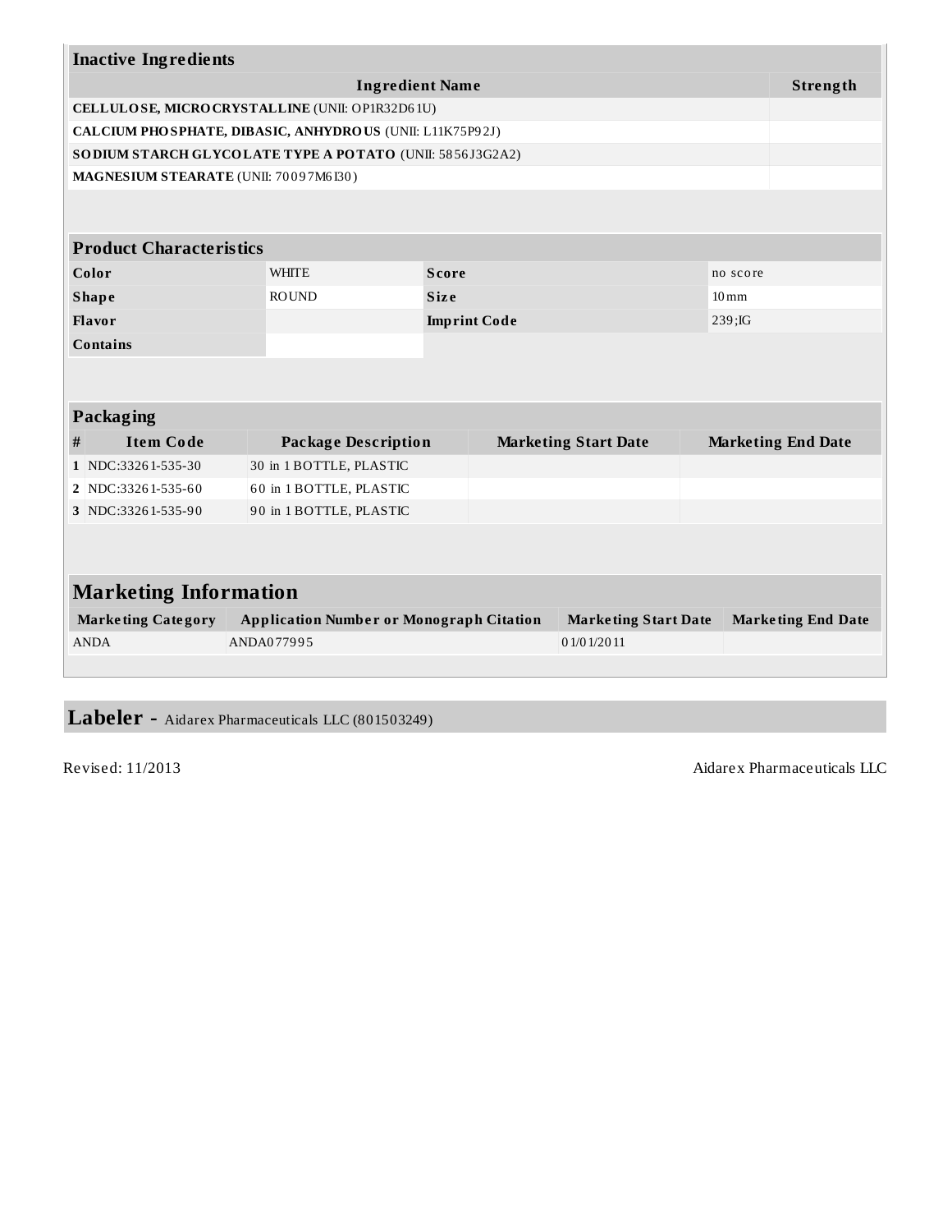| Inactive Ingredients | |
|---|---|
| **Ingredient Name** | **Strength** |
| **CELLULOSE, MICROCRYSTALLINE** (UNII: OP1R32D61U) | |
| **CALCIUM PHOSPHATE, DIBASIC, ANHYDROUS** (UNII: L11K75P92J) | |
| **SODIUM STARCH GLYCOLATE TYPE A POTATO** (UNII: 5856J3G2A2) | |
| **MAGNESIUM STEARATE** (UNII: 70097M6I30) | |

| Product Characteristics | | | |
|---|---|---|---|
| **Color** | WHITE | **Score** | no score |
| **Shape** | ROUND | **Size** | 10mm |
| **Flavor** | | **Imprint Code** | 239;IG |
| **Contains** | | | |

| Packaging | | | | |
|---|---|---|---|---|
| **#** | **Item Code** | **Package Description** | **Marketing Start Date** | **Marketing End Date** |
| 1 | NDC:33261-535-30 | 30 in 1 BOTTLE, PLASTIC | | |
| 2 | NDC:33261-535-60 | 60 in 1 BOTTLE, PLASTIC | | |
| 3 | NDC:33261-535-90 | 90 in 1 BOTTLE, PLASTIC | | |

| Marketing Information | | | |
|---|---|---|---|
| **Marketing Category** | **Application Number or Monograph Citation** | **Marketing Start Date** | **Marketing End Date** |
| ANDA | ANDA077995 | 01/01/2011 | |

**Labeler -** Aidarex Pharmaceuticals LLC (801503249)

Revised: 11/2013

Aidarex Pharmaceuticals LLC